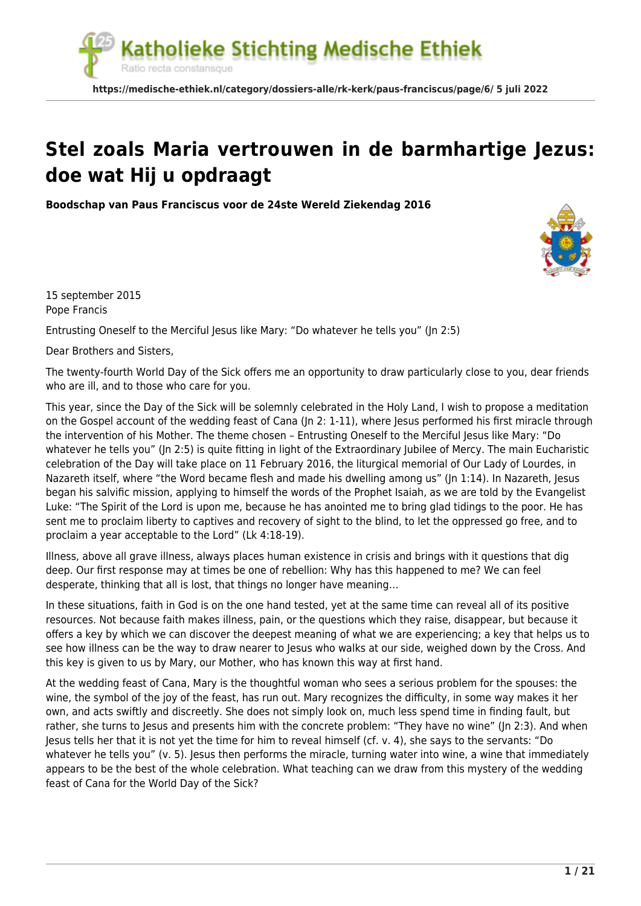# Stel zoals Maria vertrouwen in de barmhartige Jezus: doe wat Hij u opdraagt

**Boodschap van Paus Franciscus voor de 24ste Wereld Ziekendag 2016**

15 september 2015
Pope Francis

Entrusting Oneself to the Merciful Jesus like Mary: "Do whatever he tells you" (Jn 2:5)

Dear Brothers and Sisters,

The twenty-fourth World Day of the Sick offers me an opportunity to draw particularly close to you, dear friends who are ill, and to those who care for you.

This year, since the Day of the Sick will be solemnly celebrated in the Holy Land, I wish to propose a meditation on the Gospel account of the wedding feast of Cana (Jn 2: 1-11), where Jesus performed his first miracle through the intervention of his Mother. The theme chosen – Entrusting Oneself to the Merciful Jesus like Mary: "Do whatever he tells you" (Jn 2:5) is quite fitting in light of the Extraordinary Jubilee of Mercy. The main Eucharistic celebration of the Day will take place on 11 February 2016, the liturgical memorial of Our Lady of Lourdes, in Nazareth itself, where "the Word became flesh and made his dwelling among us" (Jn 1:14). In Nazareth, Jesus began his salvific mission, applying to himself the words of the Prophet Isaiah, as we are told by the Evangelist Luke: "The Spirit of the Lord is upon me, because he has anointed me to bring glad tidings to the poor. He has sent me to proclaim liberty to captives and recovery of sight to the blind, to let the oppressed go free, and to proclaim a year acceptable to the Lord" (Lk 4:18-19).

Illness, above all grave illness, always places human existence in crisis and brings with it questions that dig deep. Our first response may at times be one of rebellion: Why has this happened to me? We can feel desperate, thinking that all is lost, that things no longer have meaning…

In these situations, faith in God is on the one hand tested, yet at the same time can reveal all of its positive resources. Not because faith makes illness, pain, or the questions which they raise, disappear, but because it offers a key by which we can discover the deepest meaning of what we are experiencing; a key that helps us to see how illness can be the way to draw nearer to Jesus who walks at our side, weighed down by the Cross. And this key is given to us by Mary, our Mother, who has known this way at first hand.

At the wedding feast of Cana, Mary is the thoughtful woman who sees a serious problem for the spouses: the wine, the symbol of the joy of the feast, has run out. Mary recognizes the difficulty, in some way makes it her own, and acts swiftly and discreetly. She does not simply look on, much less spend time in finding fault, but rather, she turns to Jesus and presents him with the concrete problem: "They have no wine" (Jn 2:3). And when Jesus tells her that it is not yet the time for him to reveal himself (cf. v. 4), she says to the servants: "Do whatever he tells you" (v. 5). Jesus then performs the miracle, turning water into wine, a wine that immediately appears to be the best of the whole celebration. What teaching can we draw from this mystery of the wedding feast of Cana for the World Day of the Sick?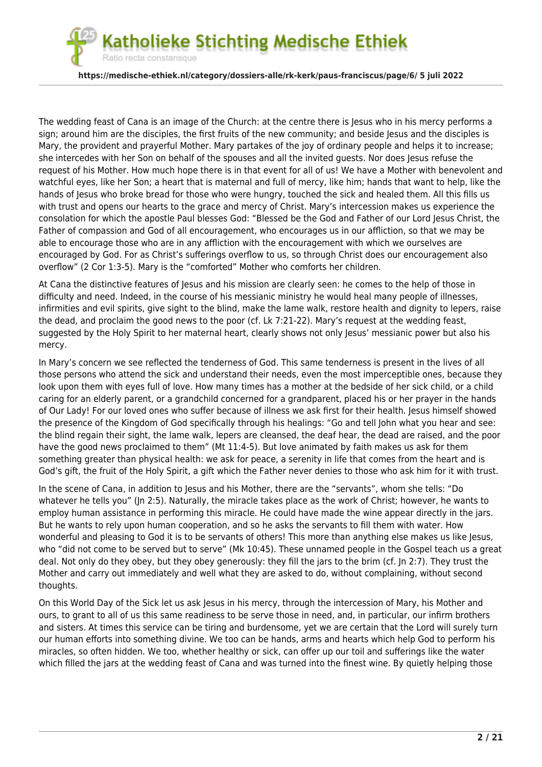The wedding feast of Cana is an image of the Church: at the centre there is Jesus who in his mercy performs a sign; around him are the disciples, the first fruits of the new community; and beside Jesus and the disciples is Mary, the provident and prayerful Mother. Mary partakes of the joy of ordinary people and helps it to increase; she intercedes with her Son on behalf of the spouses and all the invited guests. Nor does Jesus refuse the request of his Mother. How much hope there is in that event for all of us! We have a Mother with benevolent and watchful eyes, like her Son; a heart that is maternal and full of mercy, like him; hands that want to help, like the hands of Jesus who broke bread for those who were hungry, touched the sick and healed them. All this fills us with trust and opens our hearts to the grace and mercy of Christ. Mary's intercession makes us experience the consolation for which the apostle Paul blesses God: "Blessed be the God and Father of our Lord Jesus Christ, the Father of compassion and God of all encouragement, who encourages us in our affliction, so that we may be able to encourage those who are in any affliction with the encouragement with which we ourselves are encouraged by God. For as Christ's sufferings overflow to us, so through Christ does our encouragement also overflow" (2 Cor 1:3-5). Mary is the "comforted" Mother who comforts her children.

At Cana the distinctive features of Jesus and his mission are clearly seen: he comes to the help of those in difficulty and need. Indeed, in the course of his messianic ministry he would heal many people of illnesses, infirmities and evil spirits, give sight to the blind, make the lame walk, restore health and dignity to lepers, raise the dead, and proclaim the good news to the poor (cf. Lk 7:21-22). Mary's request at the wedding feast, suggested by the Holy Spirit to her maternal heart, clearly shows not only Jesus' messianic power but also his mercy.

In Mary's concern we see reflected the tenderness of God. This same tenderness is present in the lives of all those persons who attend the sick and understand their needs, even the most imperceptible ones, because they look upon them with eyes full of love. How many times has a mother at the bedside of her sick child, or a child caring for an elderly parent, or a grandchild concerned for a grandparent, placed his or her prayer in the hands of Our Lady! For our loved ones who suffer because of illness we ask first for their health. Jesus himself showed the presence of the Kingdom of God specifically through his healings: "Go and tell John what you hear and see: the blind regain their sight, the lame walk, lepers are cleansed, the deaf hear, the dead are raised, and the poor have the good news proclaimed to them" (Mt 11:4-5). But love animated by faith makes us ask for them something greater than physical health: we ask for peace, a serenity in life that comes from the heart and is God's gift, the fruit of the Holy Spirit, a gift which the Father never denies to those who ask him for it with trust.

In the scene of Cana, in addition to Jesus and his Mother, there are the "servants", whom she tells: "Do whatever he tells you" (Jn 2:5). Naturally, the miracle takes place as the work of Christ; however, he wants to employ human assistance in performing this miracle. He could have made the wine appear directly in the jars. But he wants to rely upon human cooperation, and so he asks the servants to fill them with water. How wonderful and pleasing to God it is to be servants of others! This more than anything else makes us like Jesus, who "did not come to be served but to serve" (Mk 10:45). These unnamed people in the Gospel teach us a great deal. Not only do they obey, but they obey generously: they fill the jars to the brim (cf. Jn 2:7). They trust the Mother and carry out immediately and well what they are asked to do, without complaining, without second thoughts.

On this World Day of the Sick let us ask Jesus in his mercy, through the intercession of Mary, his Mother and ours, to grant to all of us this same readiness to be serve those in need, and, in particular, our infirm brothers and sisters. At times this service can be tiring and burdensome, yet we are certain that the Lord will surely turn our human efforts into something divine. We too can be hands, arms and hearts which help God to perform his miracles, so often hidden. We too, whether healthy or sick, can offer up our toil and sufferings like the water which filled the jars at the wedding feast of Cana and was turned into the finest wine. By quietly helping those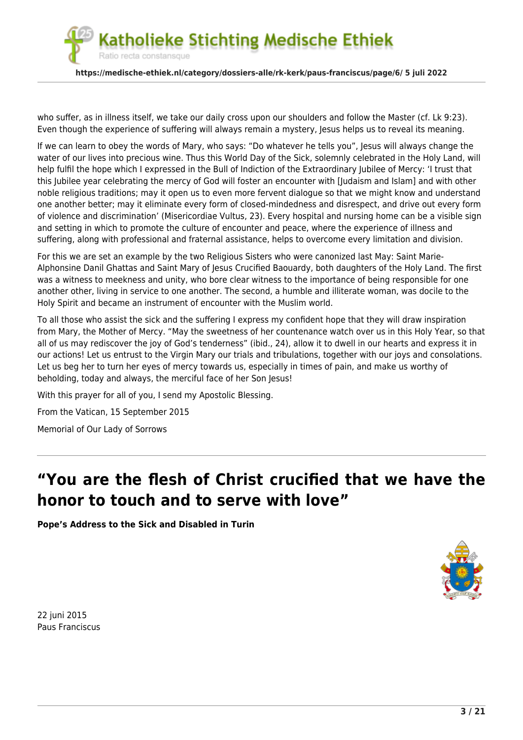who suffer, as in illness itself, we take our daily cross upon our shoulders and follow the Master (cf. Lk 9:23). Even though the experience of suffering will always remain a mystery, Jesus helps us to reveal its meaning.

If we can learn to obey the words of Mary, who says: “Do whatever he tells you”, Jesus will always change the water of our lives into precious wine. Thus this World Day of the Sick, solemnly celebrated in the Holy Land, will help fulfil the hope which I expressed in the Bull of Indiction of the Extraordinary Jubilee of Mercy: ‘I trust that this Jubilee year celebrating the mercy of God will foster an encounter with [Judaism and Islam] and with other noble religious traditions; may it open us to even more fervent dialogue so that we might know and understand one another better; may it eliminate every form of closed-mindedness and disrespect, and drive out every form of violence and discrimination’ (Misericordiae Vultus, 23). Every hospital and nursing home can be a visible sign and setting in which to promote the culture of encounter and peace, where the experience of illness and suffering, along with professional and fraternal assistance, helps to overcome every limitation and division.

For this we are set an example by the two Religious Sisters who were canonized last May: Saint Marie-Alphonsine Danil Ghattas and Saint Mary of Jesus Crucified Baouardy, both daughters of the Holy Land. The first was a witness to meekness and unity, who bore clear witness to the importance of being responsible for one another other, living in service to one another. The second, a humble and illiterate woman, was docile to the Holy Spirit and became an instrument of encounter with the Muslim world.

To all those who assist the sick and the suffering I express my confident hope that they will draw inspiration from Mary, the Mother of Mercy. “May the sweetness of her countenance watch over us in this Holy Year, so that all of us may rediscover the joy of God’s tenderness” (ibid., 24), allow it to dwell in our hearts and express it in our actions! Let us entrust to the Virgin Mary our trials and tribulations, together with our joys and consolations. Let us beg her to turn her eyes of mercy towards us, especially in times of pain, and make us worthy of beholding, today and always, the merciful face of her Son Jesus!

With this prayer for all of you, I send my Apostolic Blessing.

From the Vatican, 15 September 2015

Memorial of Our Lady of Sorrows

---

# “You are the flesh of Christ crucified that we have the honor to touch and to serve with love”

**Pope’s Address to the Sick and Disabled in Turin**

22 juni 2015
Paus Franciscus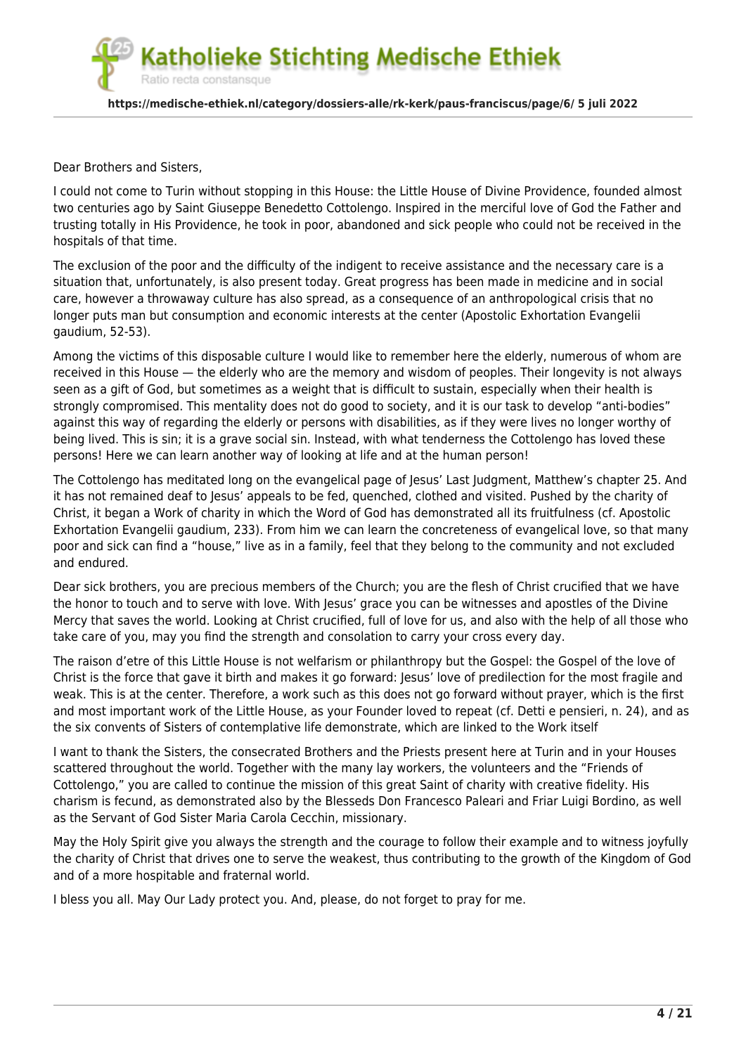Dear Brothers and Sisters,

I could not come to Turin without stopping in this House: the Little House of Divine Providence, founded almost two centuries ago by Saint Giuseppe Benedetto Cottolengo. Inspired in the merciful love of God the Father and trusting totally in His Providence, he took in poor, abandoned and sick people who could not be received in the hospitals of that time.

The exclusion of the poor and the difficulty of the indigent to receive assistance and the necessary care is a situation that, unfortunately, is also present today. Great progress has been made in medicine and in social care, however a throwaway culture has also spread, as a consequence of an anthropological crisis that no longer puts man but consumption and economic interests at the center (Apostolic Exhortation Evangelii gaudium, 52-53).

Among the victims of this disposable culture I would like to remember here the elderly, numerous of whom are received in this House — the elderly who are the memory and wisdom of peoples. Their longevity is not always seen as a gift of God, but sometimes as a weight that is difficult to sustain, especially when their health is strongly compromised. This mentality does not do good to society, and it is our task to develop "anti-bodies" against this way of regarding the elderly or persons with disabilities, as if they were lives no longer worthy of being lived. This is sin; it is a grave social sin. Instead, with what tenderness the Cottolengo has loved these persons! Here we can learn another way of looking at life and at the human person!

The Cottolengo has meditated long on the evangelical page of Jesus' Last Judgment, Matthew's chapter 25. And it has not remained deaf to Jesus' appeals to be fed, quenched, clothed and visited. Pushed by the charity of Christ, it began a Work of charity in which the Word of God has demonstrated all its fruitfulness (cf. Apostolic Exhortation Evangelii gaudium, 233). From him we can learn the concreteness of evangelical love, so that many poor and sick can find a "house," live as in a family, feel that they belong to the community and not excluded and endured.

Dear sick brothers, you are precious members of the Church; you are the flesh of Christ crucified that we have the honor to touch and to serve with love. With Jesus' grace you can be witnesses and apostles of the Divine Mercy that saves the world. Looking at Christ crucified, full of love for us, and also with the help of all those who take care of you, may you find the strength and consolation to carry your cross every day.

The raison d'etre of this Little House is not welfarism or philanthropy but the Gospel: the Gospel of the love of Christ is the force that gave it birth and makes it go forward: Jesus' love of predilection for the most fragile and weak. This is at the center. Therefore, a work such as this does not go forward without prayer, which is the first and most important work of the Little House, as your Founder loved to repeat (cf. Detti e pensieri, n. 24), and as the six convents of Sisters of contemplative life demonstrate, which are linked to the Work itself

I want to thank the Sisters, the consecrated Brothers and the Priests present here at Turin and in your Houses scattered throughout the world. Together with the many lay workers, the volunteers and the "Friends of Cottolengo," you are called to continue the mission of this great Saint of charity with creative fidelity. His charism is fecund, as demonstrated also by the Blesseds Don Francesco Paleari and Friar Luigi Bordino, as well as the Servant of God Sister Maria Carola Cecchin, missionary.

May the Holy Spirit give you always the strength and the courage to follow their example and to witness joyfully the charity of Christ that drives one to serve the weakest, thus contributing to the growth of the Kingdom of God and of a more hospitable and fraternal world.

I bless you all. May Our Lady protect you. And, please, do not forget to pray for me.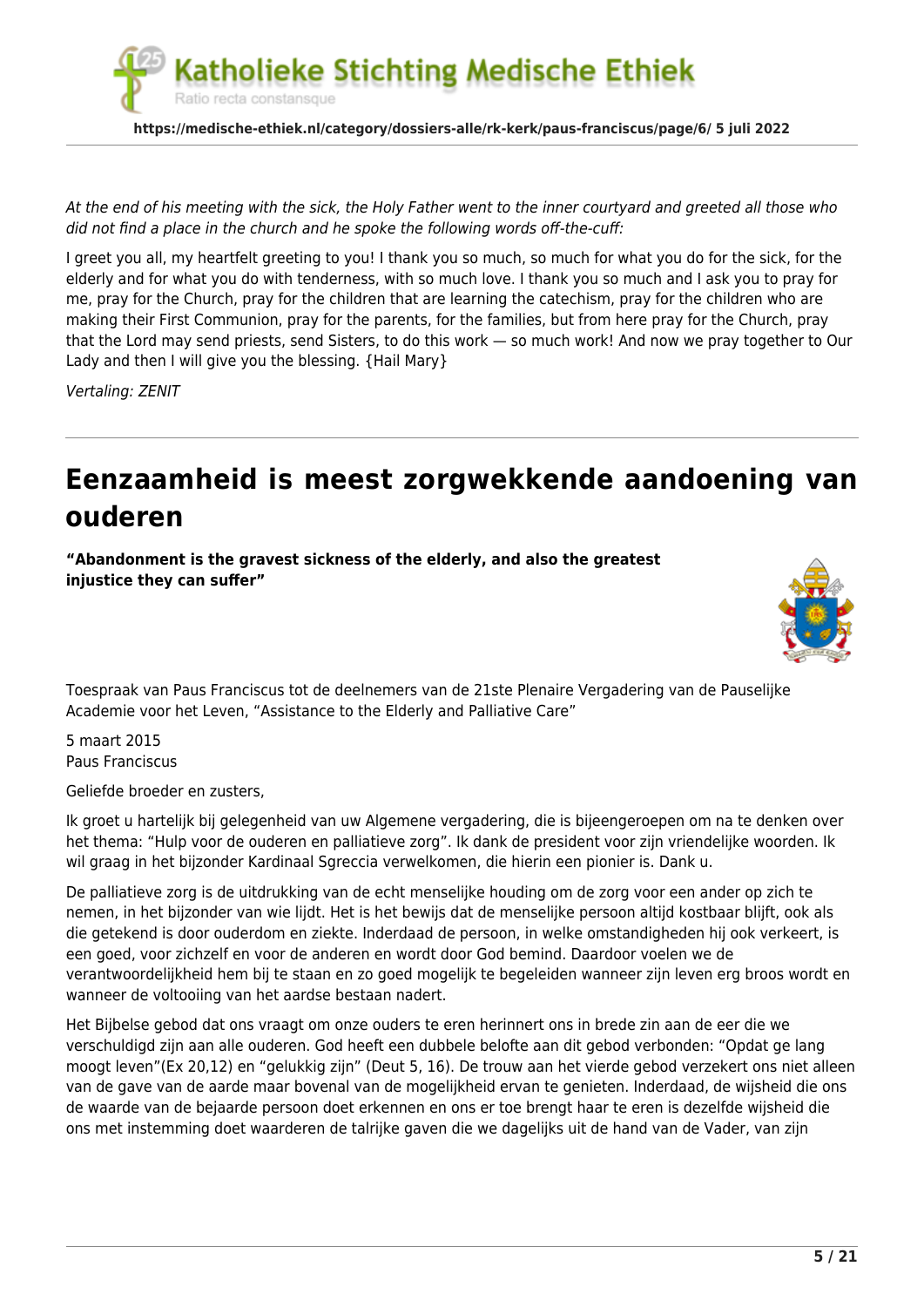*At the end of his meeting with the sick, the Holy Father went to the inner courtyard and greeted all those who did not find a place in the church and he spoke the following words off-the-cuff:*

I greet you all, my heartfelt greeting to you! I thank you so much, so much for what you do for the sick, for the elderly and for what you do with tenderness, with so much love. I thank you so much and I ask you to pray for me, pray for the Church, pray for the children that are learning the catechism, pray for the children who are making their First Communion, pray for the parents, for the families, but from here pray for the Church, pray that the Lord may send priests, send Sisters, to do this work — so much work! And now we pray together to Our Lady and then I will give you the blessing. {Hail Mary}

*Vertaling: ZENIT*

---

# Eenzaamheid is meest zorgwekkende aandoening van ouderen

**"Abandonment is the gravest sickness of the elderly, and also the greatest injustice they can suffer"**

Toespraak van Paus Franciscus tot de deelnemers van de 21ste Plenaire Vergadering van de Pauselijke Academie voor het Leven, "Assistance to the Elderly and Palliative Care"

5 maart 2015
Paus Franciscus

Geliefde broeder en zusters,

Ik groet u hartelijk bij gelegenheid van uw Algemene vergadering, die is bijeengeroepen om na te denken over het thema: "Hulp voor de ouderen en palliatieve zorg". Ik dank de president voor zijn vriendelijke woorden. Ik wil graag in het bijzonder Kardinaal Sgreccia verwelkomen, die hierin een pionier is. Dank u.

De palliatieve zorg is de uitdrukking van de echt menselijke houding om de zorg voor een ander op zich te nemen, in het bijzonder van wie lijdt. Het is het bewijs dat de menselijke persoon altijd kostbaar blijft, ook als die getekend is door ouderdom en ziekte. Inderdaad de persoon, in welke omstandigheden hij ook verkeert, is een goed, voor zichzelf en voor de anderen en wordt door God bemind. Daardoor voelen we de verantwoordelijkheid hem bij te staan en zo goed mogelijk te begeleiden wanneer zijn leven erg broos wordt en wanneer de voltooiing van het aardse bestaan nadert.

Het Bijbelse gebod dat ons vraagt om onze ouders te eren herinnert ons in brede zin aan de eer die we verschuldigd zijn aan alle ouderen. God heeft een dubbele belofte aan dit gebod verbonden: "Opdat ge lang moogt leven"(Ex 20,12) en "gelukkig zijn" (Deut 5, 16). De trouw aan het vierde gebod verzekert ons niet alleen van de gave van de aarde maar bovenal van de mogelijkheid ervan te genieten. Inderdaad, de wijsheid die ons de waarde van de bejaarde persoon doet erkennen en ons er toe brengt haar te eren is dezelfde wijsheid die ons met instemming doet waarderen de talrijke gaven die we dagelijks uit de hand van de Vader, van zijn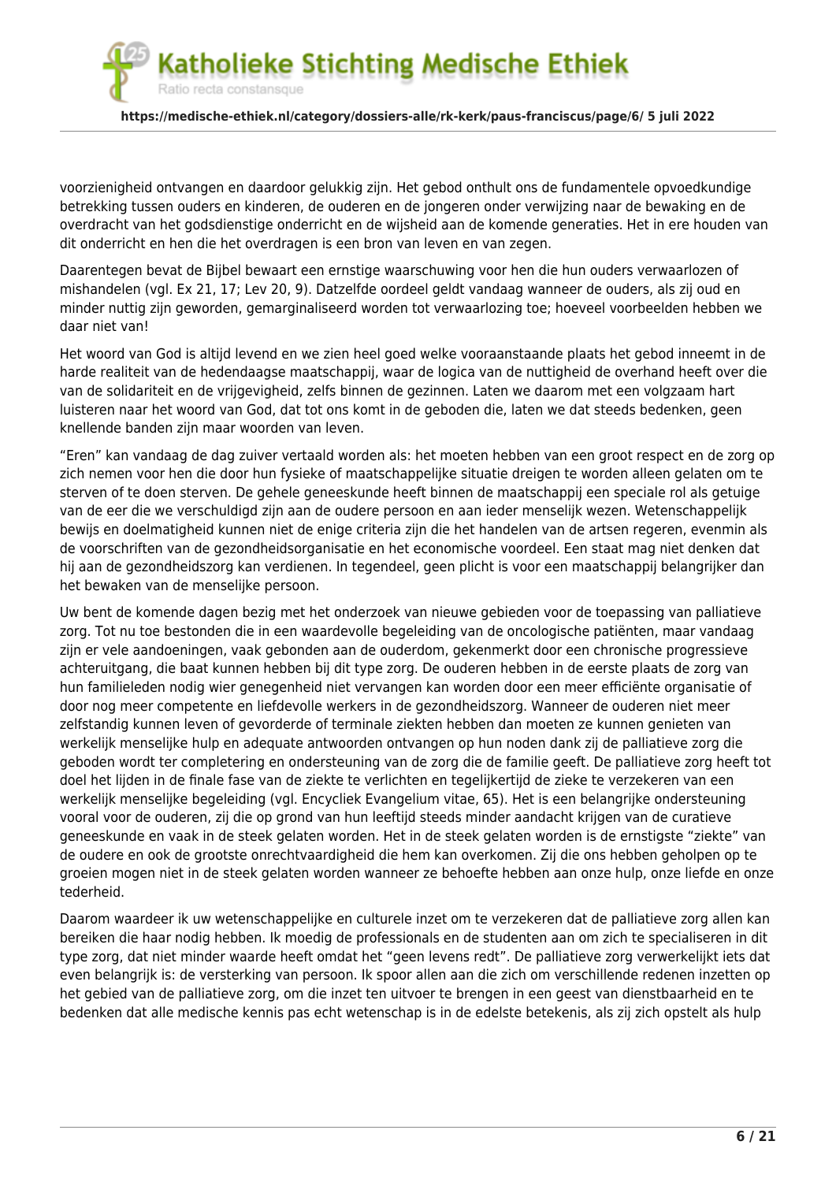voorzienigheid ontvangen en daardoor gelukkig zijn. Het gebod onthult ons de fundamentele opvoedkundige betrekking tussen ouders en kinderen, de ouderen en de jongeren onder verwijzing naar de bewaking en de overdracht van het godsdienstige onderricht en de wijsheid aan de komende generaties. Het in ere houden van dit onderricht en hen die het overdragen is een bron van leven en van zegen.

Daarentegen bevat de Bijbel bewaart een ernstige waarschuwing voor hen die hun ouders verwaarlozen of mishandelen (vgl. Ex 21, 17; Lev 20, 9). Datzelfde oordeel geldt vandaag wanneer de ouders, als zij oud en minder nuttig zijn geworden, gemarginaliseerd worden tot verwaarlozing toe; hoeveel voorbeelden hebben we daar niet van!

Het woord van God is altijd levend en we zien heel goed welke vooraanstaande plaats het gebod inneemt in de harde realiteit van de hedendaagse maatschappij, waar de logica van de nuttigheid de overhand heeft over die van de solidariteit en de vrijgevigheid, zelfs binnen de gezinnen. Laten we daarom met een volgzaam hart luisteren naar het woord van God, dat tot ons komt in de geboden die, laten we dat steeds bedenken, geen knellende banden zijn maar woorden van leven.

"Eren" kan vandaag de dag zuiver vertaald worden als: het moeten hebben van een groot respect en de zorg op zich nemen voor hen die door hun fysieke of maatschappelijke situatie dreigen te worden alleen gelaten om te sterven of te doen sterven. De gehele geneeskunde heeft binnen de maatschappij een speciale rol als getuige van de eer die we verschuldigd zijn aan de oudere persoon en aan ieder menselijk wezen. Wetenschappelijk bewijs en doelmatigheid kunnen niet de enige criteria zijn die het handelen van de artsen regeren, evenmin als de voorschriften van de gezondheidsorganisatie en het economische voordeel. Een staat mag niet denken dat hij aan de gezondheidszorg kan verdienen. In tegendeel, geen plicht is voor een maatschappij belangrijker dan het bewaken van de menselijke persoon.

Uw bent de komende dagen bezig met het onderzoek van nieuwe gebieden voor de toepassing van palliatieve zorg. Tot nu toe bestonden die in een waardevolle begeleiding van de oncologische patiënten, maar vandaag zijn er vele aandoeningen, vaak gebonden aan de ouderdom, gekenmerkt door een chronische progressieve achteruitgang, die baat kunnen hebben bij dit type zorg. De ouderen hebben in de eerste plaats de zorg van hun familieleden nodig wier genegenheid niet vervangen kan worden door een meer efficiënte organisatie of door nog meer competente en liefdevolle werkers in de gezondheidszorg. Wanneer de ouderen niet meer zelfstandig kunnen leven of gevorderde of terminale ziekten hebben dan moeten ze kunnen genieten van werkelijk menselijke hulp en adequate antwoorden ontvangen op hun noden dank zij de palliatieve zorg die geboden wordt ter completering en ondersteuning van de zorg die de familie geeft. De palliatieve zorg heeft tot doel het lijden in de finale fase van de ziekte te verlichten en tegelijkertijd de zieke te verzekeren van een werkelijk menselijke begeleiding (vgl. Encycliek Evangelium vitae, 65). Het is een belangrijke ondersteuning vooral voor de ouderen, zij die op grond van hun leeftijd steeds minder aandacht krijgen van de curatieve geneeskunde en vaak in de steek gelaten worden. Het in de steek gelaten worden is de ernstigste "ziekte" van de oudere en ook de grootste onrechtvaardigheid die hem kan overkomen. Zij die ons hebben geholpen op te groeien mogen niet in de steek gelaten worden wanneer ze behoefte hebben aan onze hulp, onze liefde en onze tederheid.

Daarom waardeer ik uw wetenschappelijke en culturele inzet om te verzekeren dat de palliatieve zorg allen kan bereiken die haar nodig hebben. Ik moedig de professionals en de studenten aan om zich te specialiseren in dit type zorg, dat niet minder waarde heeft omdat het "geen levens redt". De palliatieve zorg verwerkelijkt iets dat even belangrijk is: de versterking van persoon. Ik spoor allen aan die zich om verschillende redenen inzetten op het gebied van de palliatieve zorg, om die inzet ten uitvoer te brengen in een geest van dienstbaarheid en te bedenken dat alle medische kennis pas echt wetenschap is in de edelste betekenis, als zij zich opstelt als hulp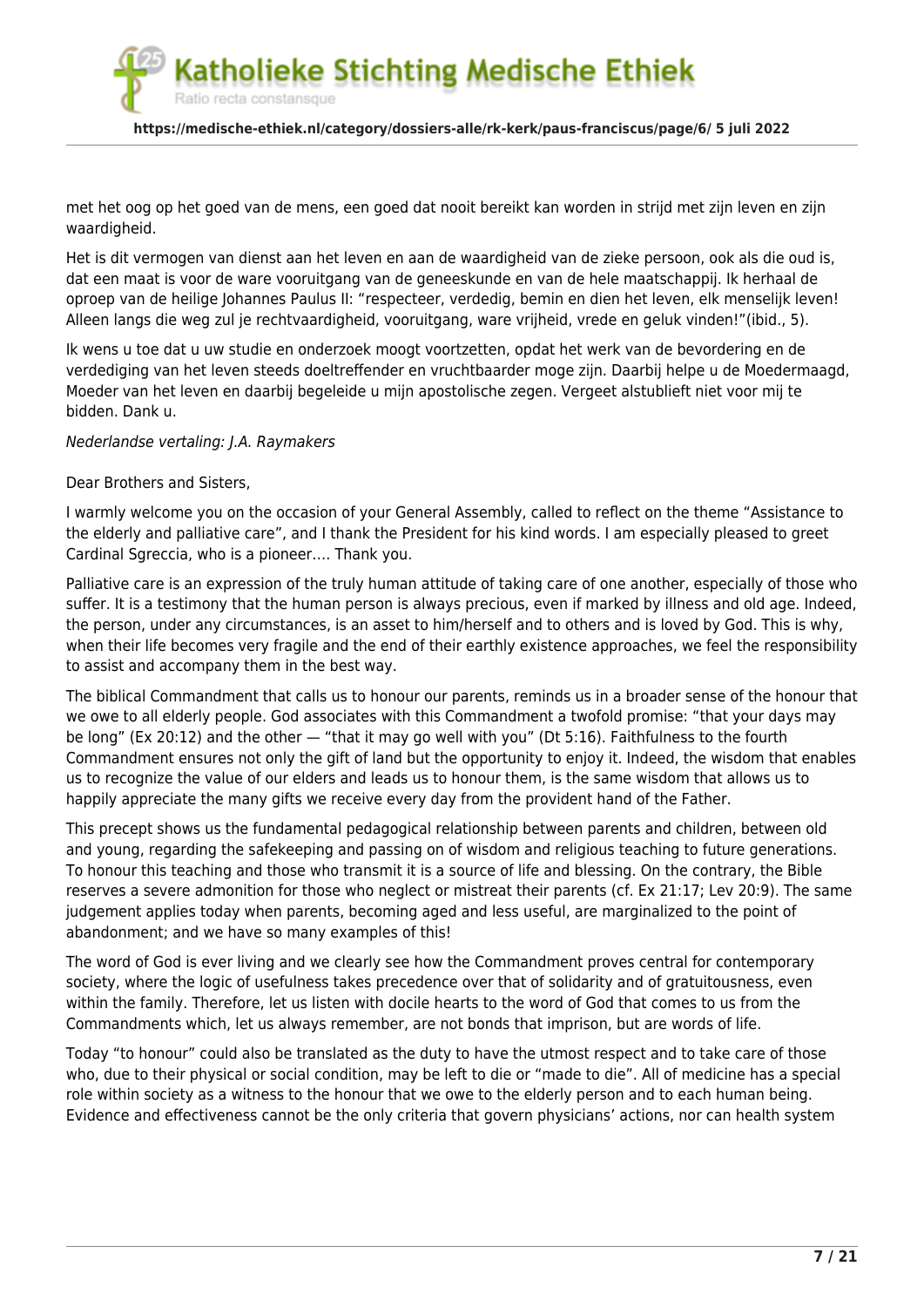met het oog op het goed van de mens, een goed dat nooit bereikt kan worden in strijd met zijn leven en zijn waardigheid.

Het is dit vermogen van dienst aan het leven en aan de waardigheid van de zieke persoon, ook als die oud is, dat een maat is voor de ware vooruitgang van de geneeskunde en van de hele maatschappij. Ik herhaal de oproep van de heilige Johannes Paulus II: "respecteer, verdedig, bemin en dien het leven, elk menselijk leven! Alleen langs die weg zul je rechtvaardigheid, vooruitgang, ware vrijheid, vrede en geluk vinden!"(ibid., 5).

Ik wens u toe dat u uw studie en onderzoek moogt voortzetten, opdat het werk van de bevordering en de verdediging van het leven steeds doeltreffender en vruchtbaarder moge zijn. Daarbij helpe u de Moedermaagd, Moeder van het leven en daarbij begeleide u mijn apostolische zegen. Vergeet alstublieft niet voor mij te bidden. Dank u.

*Nederlandse vertaling: J.A. Raymakers*

Dear Brothers and Sisters,

I warmly welcome you on the occasion of your General Assembly, called to reflect on the theme "Assistance to the elderly and palliative care", and I thank the President for his kind words. I am especially pleased to greet Cardinal Sgreccia, who is a pioneer…. Thank you.

Palliative care is an expression of the truly human attitude of taking care of one another, especially of those who suffer. It is a testimony that the human person is always precious, even if marked by illness and old age. Indeed, the person, under any circumstances, is an asset to him/herself and to others and is loved by God. This is why, when their life becomes very fragile and the end of their earthly existence approaches, we feel the responsibility to assist and accompany them in the best way.

The biblical Commandment that calls us to honour our parents, reminds us in a broader sense of the honour that we owe to all elderly people. God associates with this Commandment a twofold promise: "that your days may be long" (Ex 20:12) and the other — "that it may go well with you" (Dt 5:16). Faithfulness to the fourth Commandment ensures not only the gift of land but the opportunity to enjoy it. Indeed, the wisdom that enables us to recognize the value of our elders and leads us to honour them, is the same wisdom that allows us to happily appreciate the many gifts we receive every day from the provident hand of the Father.

This precept shows us the fundamental pedagogical relationship between parents and children, between old and young, regarding the safekeeping and passing on of wisdom and religious teaching to future generations. To honour this teaching and those who transmit it is a source of life and blessing. On the contrary, the Bible reserves a severe admonition for those who neglect or mistreat their parents (cf. Ex 21:17; Lev 20:9). The same judgement applies today when parents, becoming aged and less useful, are marginalized to the point of abandonment; and we have so many examples of this!

The word of God is ever living and we clearly see how the Commandment proves central for contemporary society, where the logic of usefulness takes precedence over that of solidarity and of gratuitousness, even within the family. Therefore, let us listen with docile hearts to the word of God that comes to us from the Commandments which, let us always remember, are not bonds that imprison, but are words of life.

Today "to honour" could also be translated as the duty to have the utmost respect and to take care of those who, due to their physical or social condition, may be left to die or "made to die". All of medicine has a special role within society as a witness to the honour that we owe to the elderly person and to each human being. Evidence and effectiveness cannot be the only criteria that govern physicians' actions, nor can health system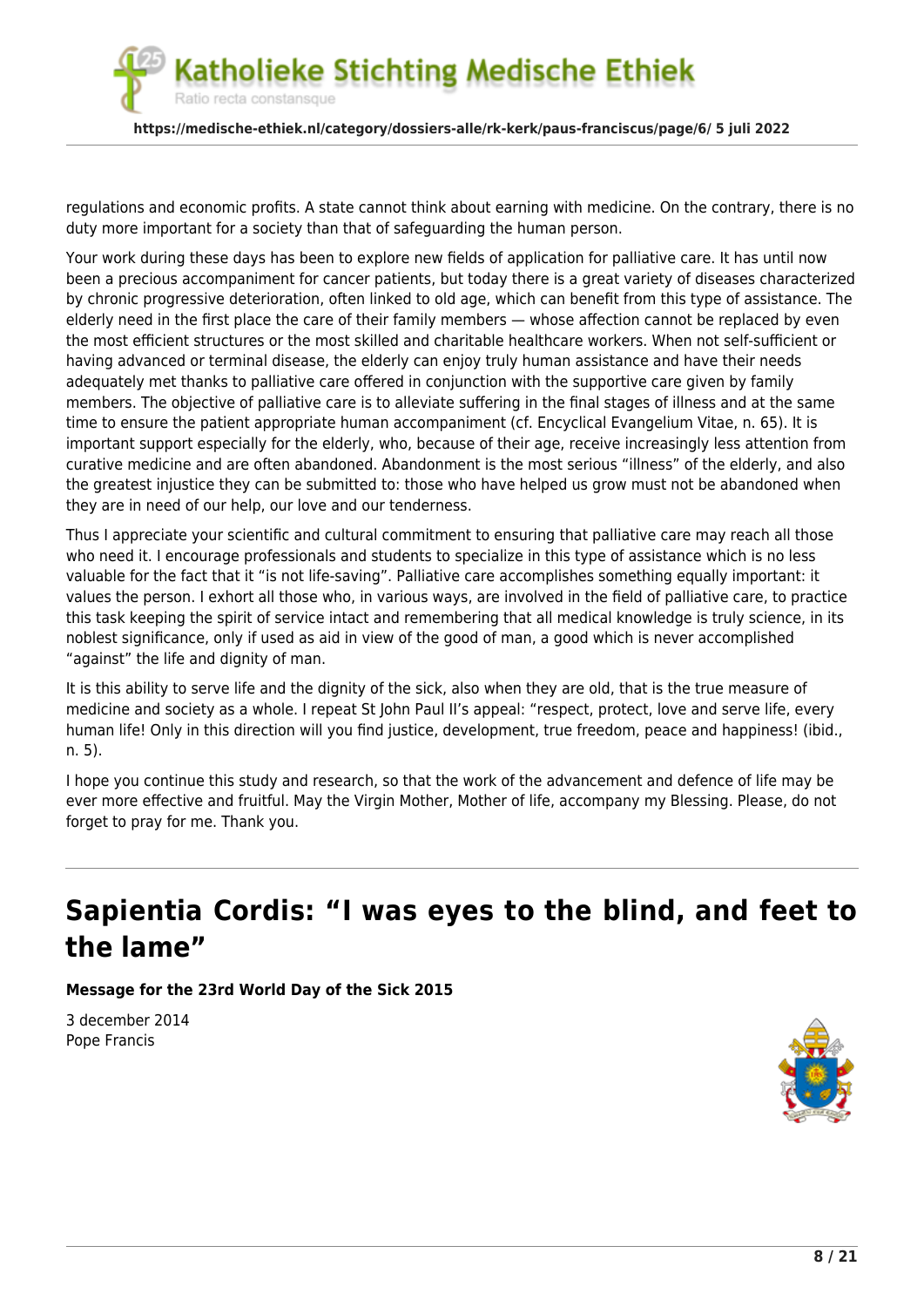regulations and economic profits. A state cannot think about earning with medicine. On the contrary, there is no duty more important for a society than that of safeguarding the human person.

Your work during these days has been to explore new fields of application for palliative care. It has until now been a precious accompaniment for cancer patients, but today there is a great variety of diseases characterized by chronic progressive deterioration, often linked to old age, which can benefit from this type of assistance. The elderly need in the first place the care of their family members — whose affection cannot be replaced by even the most efficient structures or the most skilled and charitable healthcare workers. When not self-sufficient or having advanced or terminal disease, the elderly can enjoy truly human assistance and have their needs adequately met thanks to palliative care offered in conjunction with the supportive care given by family members. The objective of palliative care is to alleviate suffering in the final stages of illness and at the same time to ensure the patient appropriate human accompaniment (cf. Encyclical Evangelium Vitae, n. 65). It is important support especially for the elderly, who, because of their age, receive increasingly less attention from curative medicine and are often abandoned. Abandonment is the most serious "illness" of the elderly, and also the greatest injustice they can be submitted to: those who have helped us grow must not be abandoned when they are in need of our help, our love and our tenderness.

Thus I appreciate your scientific and cultural commitment to ensuring that palliative care may reach all those who need it. I encourage professionals and students to specialize in this type of assistance which is no less valuable for the fact that it "is not life-saving". Palliative care accomplishes something equally important: it values the person. I exhort all those who, in various ways, are involved in the field of palliative care, to practice this task keeping the spirit of service intact and remembering that all medical knowledge is truly science, in its noblest significance, only if used as aid in view of the good of man, a good which is never accomplished "against" the life and dignity of man.

It is this ability to serve life and the dignity of the sick, also when they are old, that is the true measure of medicine and society as a whole. I repeat St John Paul II's appeal: "respect, protect, love and serve life, every human life! Only in this direction will you find justice, development, true freedom, peace and happiness! (ibid., n. 5).

I hope you continue this study and research, so that the work of the advancement and defence of life may be ever more effective and fruitful. May the Virgin Mother, Mother of life, accompany my Blessing. Please, do not forget to pray for me. Thank you.

---

# Sapientia Cordis: "I was eyes to the blind, and feet to the lame"

**Message for the 23rd World Day of the Sick 2015**

3 december 2014
Pope Francis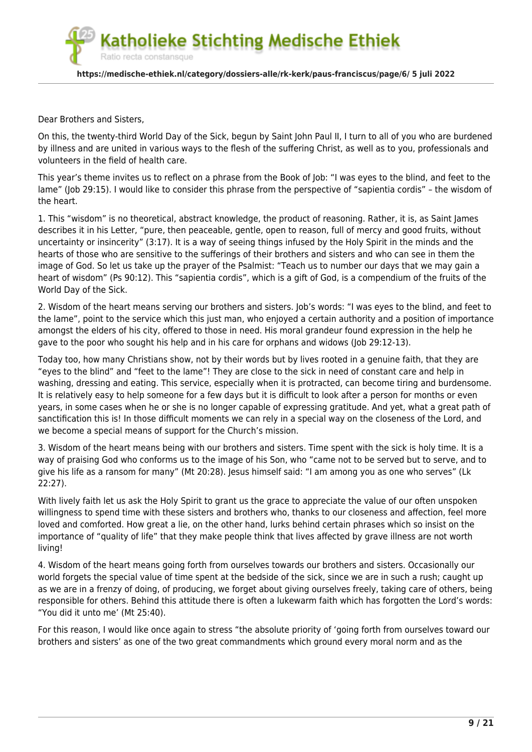Dear Brothers and Sisters,

On this, the twenty-third World Day of the Sick, begun by Saint John Paul II, I turn to all of you who are burdened by illness and are united in various ways to the flesh of the suffering Christ, as well as to you, professionals and volunteers in the field of health care.

This year's theme invites us to reflect on a phrase from the Book of Job: "I was eyes to the blind, and feet to the lame" (Job 29:15). I would like to consider this phrase from the perspective of "sapientia cordis" – the wisdom of the heart.

1. This "wisdom" is no theoretical, abstract knowledge, the product of reasoning. Rather, it is, as Saint James describes it in his Letter, "pure, then peaceable, gentle, open to reason, full of mercy and good fruits, without uncertainty or insincerity" (3:17). It is a way of seeing things infused by the Holy Spirit in the minds and the hearts of those who are sensitive to the sufferings of their brothers and sisters and who can see in them the image of God. So let us take up the prayer of the Psalmist: "Teach us to number our days that we may gain a heart of wisdom" (Ps 90:12). This "sapientia cordis", which is a gift of God, is a compendium of the fruits of the World Day of the Sick.

2. Wisdom of the heart means serving our brothers and sisters. Job's words: "I was eyes to the blind, and feet to the lame", point to the service which this just man, who enjoyed a certain authority and a position of importance amongst the elders of his city, offered to those in need. His moral grandeur found expression in the help he gave to the poor who sought his help and in his care for orphans and widows (Job 29:12-13).

Today too, how many Christians show, not by their words but by lives rooted in a genuine faith, that they are "eyes to the blind" and "feet to the lame"! They are close to the sick in need of constant care and help in washing, dressing and eating. This service, especially when it is protracted, can become tiring and burdensome. It is relatively easy to help someone for a few days but it is difficult to look after a person for months or even years, in some cases when he or she is no longer capable of expressing gratitude. And yet, what a great path of sanctification this is! In those difficult moments we can rely in a special way on the closeness of the Lord, and we become a special means of support for the Church's mission.

3. Wisdom of the heart means being with our brothers and sisters. Time spent with the sick is holy time. It is a way of praising God who conforms us to the image of his Son, who "came not to be served but to serve, and to give his life as a ransom for many" (Mt 20:28). Jesus himself said: "I am among you as one who serves" (Lk 22:27).

With lively faith let us ask the Holy Spirit to grant us the grace to appreciate the value of our often unspoken willingness to spend time with these sisters and brothers who, thanks to our closeness and affection, feel more loved and comforted. How great a lie, on the other hand, lurks behind certain phrases which so insist on the importance of "quality of life" that they make people think that lives affected by grave illness are not worth living!

4. Wisdom of the heart means going forth from ourselves towards our brothers and sisters. Occasionally our world forgets the special value of time spent at the bedside of the sick, since we are in such a rush; caught up as we are in a frenzy of doing, of producing, we forget about giving ourselves freely, taking care of others, being responsible for others. Behind this attitude there is often a lukewarm faith which has forgotten the Lord's words: "You did it unto me' (Mt 25:40).

For this reason, I would like once again to stress "the absolute priority of 'going forth from ourselves toward our brothers and sisters' as one of the two great commandments which ground every moral norm and as the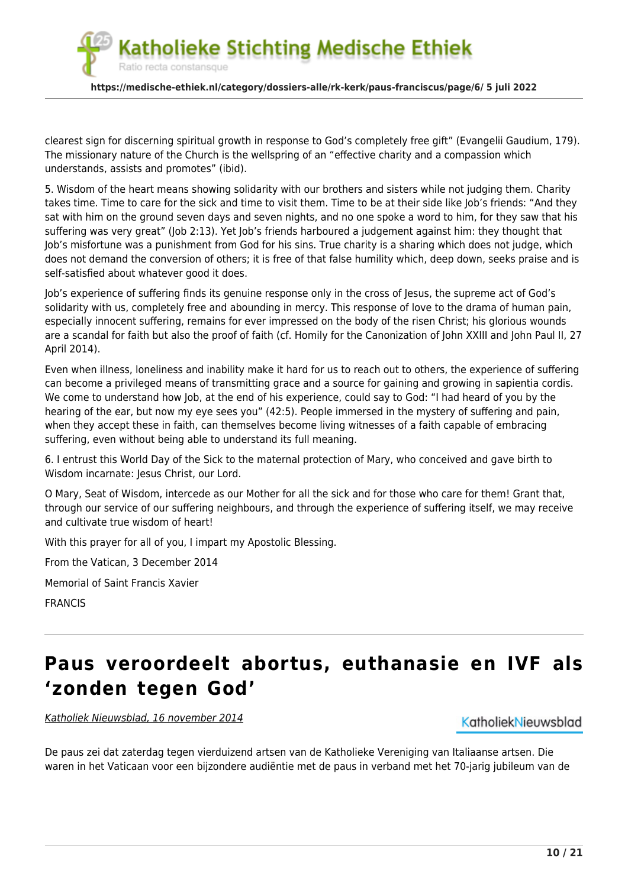clearest sign for discerning spiritual growth in response to God's completely free gift" (Evangelii Gaudium, 179). The missionary nature of the Church is the wellspring of an "effective charity and a compassion which understands, assists and promotes" (ibid).

5. Wisdom of the heart means showing solidarity with our brothers and sisters while not judging them. Charity takes time. Time to care for the sick and time to visit them. Time to be at their side like Job's friends: "And they sat with him on the ground seven days and seven nights, and no one spoke a word to him, for they saw that his suffering was very great" (Job 2:13). Yet Job's friends harboured a judgement against him: they thought that Job's misfortune was a punishment from God for his sins. True charity is a sharing which does not judge, which does not demand the conversion of others; it is free of that false humility which, deep down, seeks praise and is self-satisfied about whatever good it does.

Job's experience of suffering finds its genuine response only in the cross of Jesus, the supreme act of God's solidarity with us, completely free and abounding in mercy. This response of love to the drama of human pain, especially innocent suffering, remains for ever impressed on the body of the risen Christ; his glorious wounds are a scandal for faith but also the proof of faith (cf. Homily for the Canonization of John XXIII and John Paul II, 27 April 2014).

Even when illness, loneliness and inability make it hard for us to reach out to others, the experience of suffering can become a privileged means of transmitting grace and a source for gaining and growing in sapientia cordis. We come to understand how Job, at the end of his experience, could say to God: "I had heard of you by the hearing of the ear, but now my eye sees you" (42:5). People immersed in the mystery of suffering and pain, when they accept these in faith, can themselves become living witnesses of a faith capable of embracing suffering, even without being able to understand its full meaning.

6. I entrust this World Day of the Sick to the maternal protection of Mary, who conceived and gave birth to Wisdom incarnate: Jesus Christ, our Lord.

O Mary, Seat of Wisdom, intercede as our Mother for all the sick and for those who care for them! Grant that, through our service of our suffering neighbours, and through the experience of suffering itself, we may receive and cultivate true wisdom of heart!

With this prayer for all of you, I impart my Apostolic Blessing.

From the Vatican, 3 December 2014

Memorial of Saint Francis Xavier

FRANCIS

---

# Paus veroordeelt abortus, euthanasie en IVF als 'zonden tegen God'

*Katholiek Nieuwsblad, 16 november 2014*

KatholiekNieuwsblad

De paus zei dat zaterdag tegen vierduizend artsen van de Katholieke Vereniging van Italiaanse artsen. Die waren in het Vaticaan voor een bijzondere audiëntie met de paus in verband met het 70-jarig jubileum van de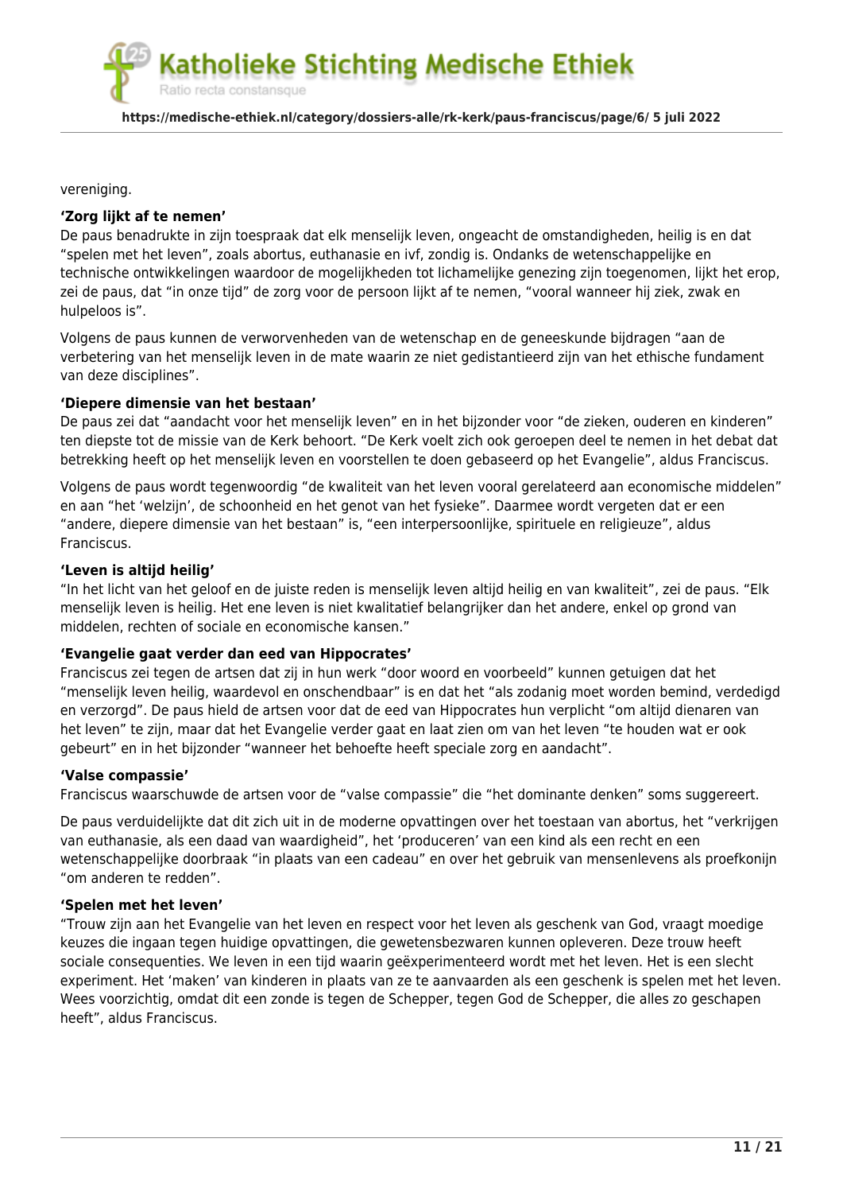vereniging.

**'Zorg lijkt af te nemen'**

De paus benadrukte in zijn toespraak dat elk menselijk leven, ongeacht de omstandigheden, heilig is en dat "spelen met het leven", zoals abortus, euthanasie en ivf, zondig is. Ondanks de wetenschappelijke en technische ontwikkelingen waardoor de mogelijkheden tot lichamelijke genezing zijn toegenomen, lijkt het erop, zei de paus, dat "in onze tijd" de zorg voor de persoon lijkt af te nemen, "vooral wanneer hij ziek, zwak en hulpeloos is".

Volgens de paus kunnen de verworvenheden van de wetenschap en de geneeskunde bijdragen "aan de verbetering van het menselijk leven in de mate waarin ze niet gedistantieerd zijn van het ethische fundament van deze disciplines".

**'Diepere dimensie van het bestaan'**

De paus zei dat "aandacht voor het menselijk leven" en in het bijzonder voor "de zieken, ouderen en kinderen" ten diepste tot de missie van de Kerk behoort. "De Kerk voelt zich ook geroepen deel te nemen in het debat dat betrekking heeft op het menselijk leven en voorstellen te doen gebaseerd op het Evangelie", aldus Franciscus.

Volgens de paus wordt tegenwoordig "de kwaliteit van het leven vooral gerelateerd aan economische middelen" en aan "het 'welzijn', de schoonheid en het genot van het fysieke". Daarmee wordt vergeten dat er een "andere, diepere dimensie van het bestaan" is, "een interpersoonlijke, spirituele en religieuze", aldus Franciscus.

**'Leven is altijd heilig'**

"In het licht van het geloof en de juiste reden is menselijk leven altijd heilig en van kwaliteit", zei de paus. "Elk menselijk leven is heilig. Het ene leven is niet kwalitatief belangrijker dan het andere, enkel op grond van middelen, rechten of sociale en economische kansen."

**'Evangelie gaat verder dan eed van Hippocrates'**

Franciscus zei tegen de artsen dat zij in hun werk "door woord en voorbeeld" kunnen getuigen dat het "menselijk leven heilig, waardevol en onschendbaar" is en dat het "als zodanig moet worden bemind, verdedigd en verzorgd". De paus hield de artsen voor dat de eed van Hippocrates hun verplicht "om altijd dienaren van het leven" te zijn, maar dat het Evangelie verder gaat en laat zien om van het leven "te houden wat er ook gebeurt" en in het bijzonder "wanneer het behoefte heeft speciale zorg en aandacht".

**'Valse compassie'**

Franciscus waarschuwde de artsen voor de "valse compassie" die "het dominante denken" soms suggereert.

De paus verduidelijkte dat dit zich uit in de moderne opvattingen over het toestaan van abortus, het "verkrijgen van euthanasie, als een daad van waardigheid", het 'produceren' van een kind als een recht en een wetenschappelijke doorbraak "in plaats van een cadeau" en over het gebruik van mensenlevens als proefkonijn "om anderen te redden".

**'Spelen met het leven'**

"Trouw zijn aan het Evangelie van het leven en respect voor het leven als geschenk van God, vraagt moedige keuzes die ingaan tegen huidige opvattingen, die gewetensbezwaren kunnen opleveren. Deze trouw heeft sociale consequenties. We leven in een tijd waarin geëxperimenteerd wordt met het leven. Het is een slecht experiment. Het 'maken' van kinderen in plaats van ze te aanvaarden als een geschenk is spelen met het leven. Wees voorzichtig, omdat dit een zonde is tegen de Schepper, tegen God de Schepper, die alles zo geschapen heeft", aldus Franciscus.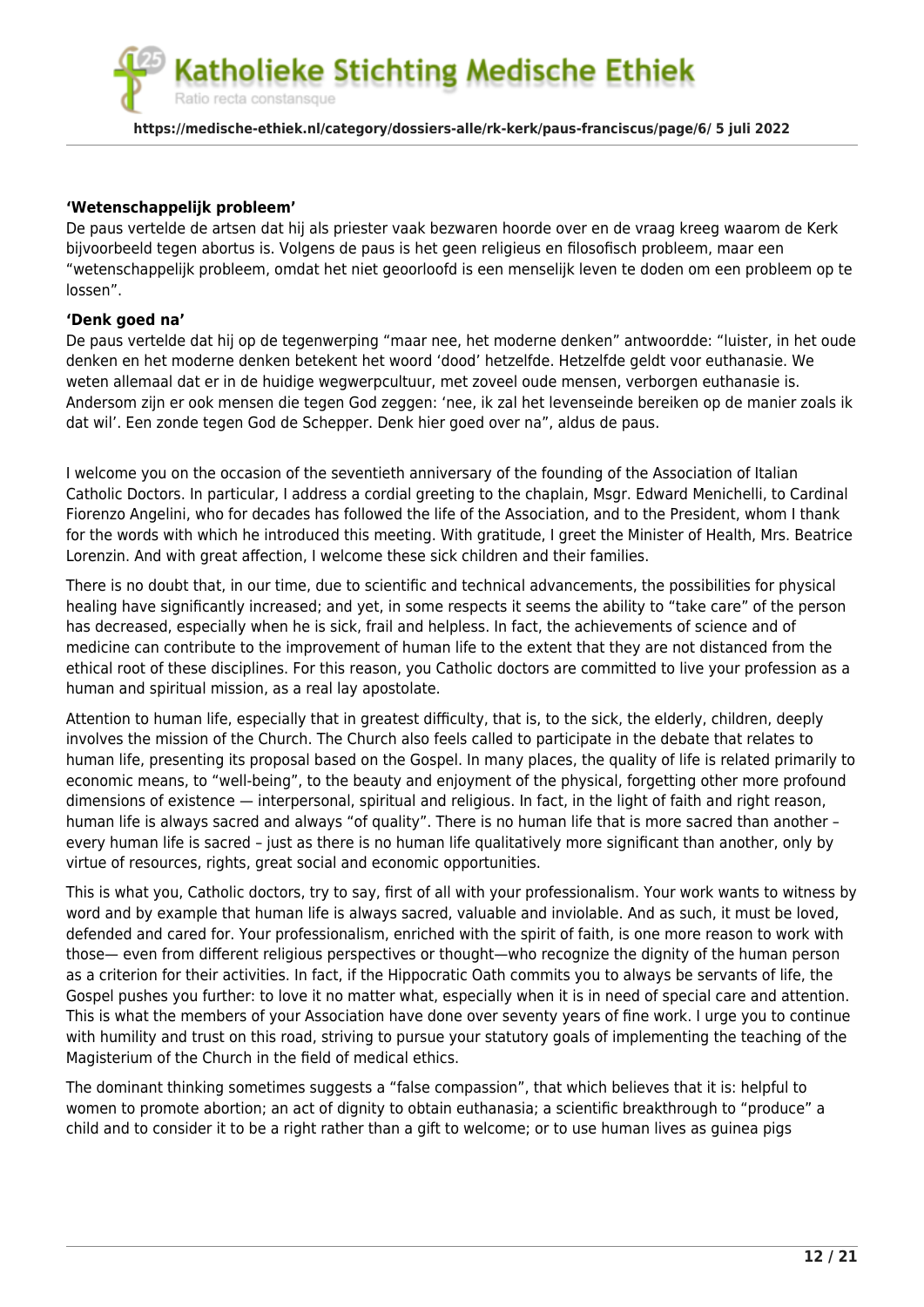**'Wetenschappelijk probleem'**

De paus vertelde de artsen dat hij als priester vaak bezwaren hoorde over en de vraag kreeg waarom de Kerk bijvoorbeeld tegen abortus is. Volgens de paus is het geen religieus en filosofisch probleem, maar een "wetenschappelijk probleem, omdat het niet geoorloofd is een menselijk leven te doden om een probleem op te lossen".

**'Denk goed na'**

De paus vertelde dat hij op de tegenwerping "maar nee, het moderne denken" antwoordde: "luister, in het oude denken en het moderne denken betekent het woord 'dood' hetzelfde. Hetzelfde geldt voor euthanasie. We weten allemaal dat er in de huidige wegwerpcultuur, met zoveel oude mensen, verborgen euthanasie is. Andersom zijn er ook mensen die tegen God zeggen: 'nee, ik zal het levenseinde bereiken op de manier zoals ik dat wil'. Een zonde tegen God de Schepper. Denk hier goed over na", aldus de paus.

I welcome you on the occasion of the seventieth anniversary of the founding of the Association of Italian Catholic Doctors. In particular, I address a cordial greeting to the chaplain, Msgr. Edward Menichelli, to Cardinal Fiorenzo Angelini, who for decades has followed the life of the Association, and to the President, whom I thank for the words with which he introduced this meeting. With gratitude, I greet the Minister of Health, Mrs. Beatrice Lorenzin. And with great affection, I welcome these sick children and their families.

There is no doubt that, in our time, due to scientific and technical advancements, the possibilities for physical healing have significantly increased; and yet, in some respects it seems the ability to "take care" of the person has decreased, especially when he is sick, frail and helpless. In fact, the achievements of science and of medicine can contribute to the improvement of human life to the extent that they are not distanced from the ethical root of these disciplines. For this reason, you Catholic doctors are committed to live your profession as a human and spiritual mission, as a real lay apostolate.

Attention to human life, especially that in greatest difficulty, that is, to the sick, the elderly, children, deeply involves the mission of the Church. The Church also feels called to participate in the debate that relates to human life, presenting its proposal based on the Gospel. In many places, the quality of life is related primarily to economic means, to "well-being", to the beauty and enjoyment of the physical, forgetting other more profound dimensions of existence — interpersonal, spiritual and religious. In fact, in the light of faith and right reason, human life is always sacred and always "of quality". There is no human life that is more sacred than another – every human life is sacred – just as there is no human life qualitatively more significant than another, only by virtue of resources, rights, great social and economic opportunities.

This is what you, Catholic doctors, try to say, first of all with your professionalism. Your work wants to witness by word and by example that human life is always sacred, valuable and inviolable. And as such, it must be loved, defended and cared for. Your professionalism, enriched with the spirit of faith, is one more reason to work with those— even from different religious perspectives or thought—who recognize the dignity of the human person as a criterion for their activities. In fact, if the Hippocratic Oath commits you to always be servants of life, the Gospel pushes you further: to love it no matter what, especially when it is in need of special care and attention. This is what the members of your Association have done over seventy years of fine work. I urge you to continue with humility and trust on this road, striving to pursue your statutory goals of implementing the teaching of the Magisterium of the Church in the field of medical ethics.

The dominant thinking sometimes suggests a "false compassion", that which believes that it is: helpful to women to promote abortion; an act of dignity to obtain euthanasia; a scientific breakthrough to "produce" a child and to consider it to be a right rather than a gift to welcome; or to use human lives as guinea pigs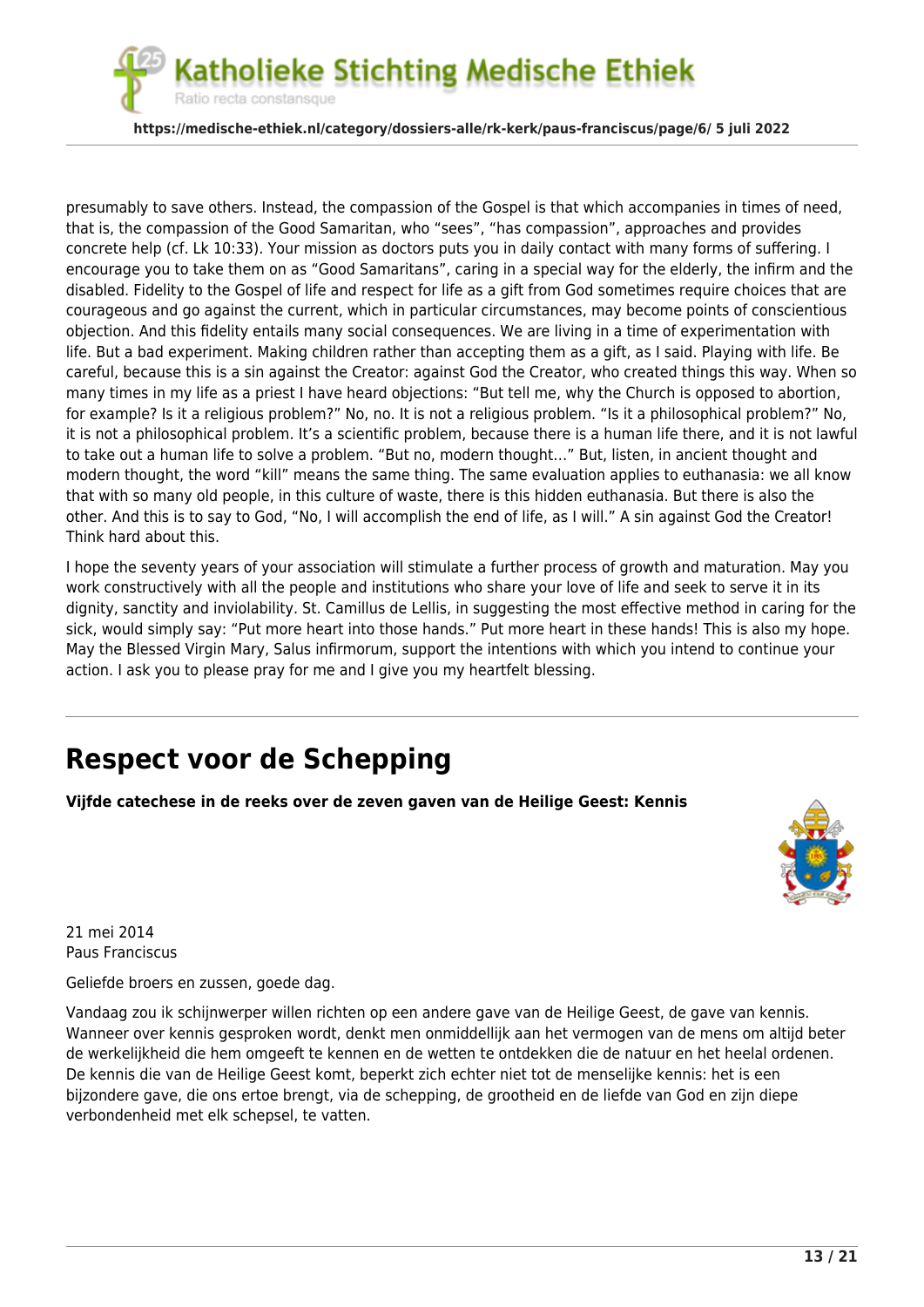presumably to save others. Instead, the compassion of the Gospel is that which accompanies in times of need, that is, the compassion of the Good Samaritan, who "sees", "has compassion", approaches and provides concrete help (cf. Lk 10:33). Your mission as doctors puts you in daily contact with many forms of suffering. I encourage you to take them on as "Good Samaritans", caring in a special way for the elderly, the infirm and the disabled. Fidelity to the Gospel of life and respect for life as a gift from God sometimes require choices that are courageous and go against the current, which in particular circumstances, may become points of conscientious objection. And this fidelity entails many social consequences. We are living in a time of experimentation with life. But a bad experiment. Making children rather than accepting them as a gift, as I said. Playing with life. Be careful, because this is a sin against the Creator: against God the Creator, who created things this way. When so many times in my life as a priest I have heard objections: "But tell me, why the Church is opposed to abortion, for example? Is it a religious problem?" No, no. It is not a religious problem. "Is it a philosophical problem?" No, it is not a philosophical problem. It's a scientific problem, because there is a human life there, and it is not lawful to take out a human life to solve a problem. "But no, modern thought…" But, listen, in ancient thought and modern thought, the word "kill" means the same thing. The same evaluation applies to euthanasia: we all know that with so many old people, in this culture of waste, there is this hidden euthanasia. But there is also the other. And this is to say to God, "No, I will accomplish the end of life, as I will." A sin against God the Creator! Think hard about this.

I hope the seventy years of your association will stimulate a further process of growth and maturation. May you work constructively with all the people and institutions who share your love of life and seek to serve it in its dignity, sanctity and inviolability. St. Camillus de Lellis, in suggesting the most effective method in caring for the sick, would simply say: "Put more heart into those hands." Put more heart in these hands! This is also my hope. May the Blessed Virgin Mary, Salus infirmorum, support the intentions with which you intend to continue your action. I ask you to please pray for me and I give you my heartfelt blessing.

---

# Respect voor de Schepping

**Vijfde catechese in de reeks over de zeven gaven van de Heilige Geest: Kennis**

21 mei 2014
Paus Franciscus

Geliefde broers en zussen, goede dag.

Vandaag zou ik schijnwerper willen richten op een andere gave van de Heilige Geest, de gave van kennis. Wanneer over kennis gesproken wordt, denkt men onmiddellijk aan het vermogen van de mens om altijd beter de werkelijkheid die hem omgeeft te kennen en de wetten te ontdekken die de natuur en het heelal ordenen. De kennis die van de Heilige Geest komt, beperkt zich echter niet tot de menselijke kennis: het is een bijzondere gave, die ons ertoe brengt, via de schepping, de grootheid en de liefde van God en zijn diepe verbondenheid met elk schepsel, te vatten.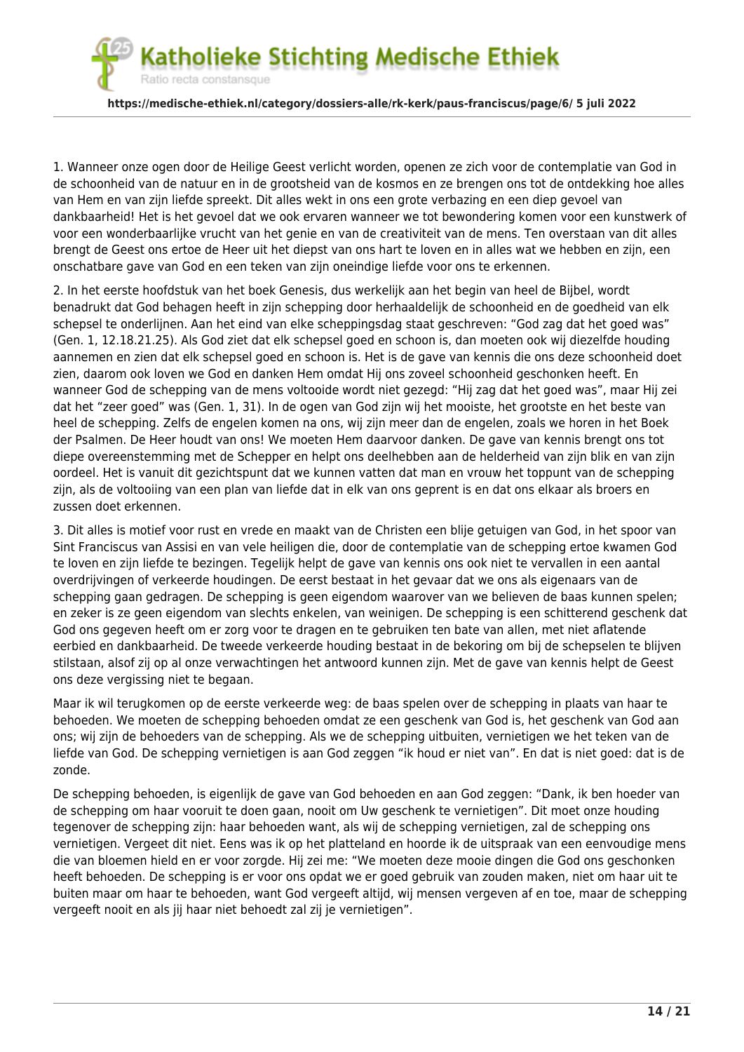1. Wanneer onze ogen door de Heilige Geest verlicht worden, openen ze zich voor de contemplatie van God in de schoonheid van de natuur en in de grootsheid van de kosmos en ze brengen ons tot de ontdekking hoe alles van Hem en van zijn liefde spreekt. Dit alles wekt in ons een grote verbazing en een diep gevoel van dankbaarheid! Het is het gevoel dat we ook ervaren wanneer we tot bewondering komen voor een kunstwerk of voor een wonderbaarlijke vrucht van het genie en van de creativiteit van de mens. Ten overstaan van dit alles brengt de Geest ons ertoe de Heer uit het diepst van ons hart te loven en in alles wat we hebben en zijn, een onschatbare gave van God en een teken van zijn oneindige liefde voor ons te erkennen.

2. In het eerste hoofdstuk van het boek Genesis, dus werkelijk aan het begin van heel de Bijbel, wordt benadrukt dat God behagen heeft in zijn schepping door herhaaldelijk de schoonheid en de goedheid van elk schepsel te onderlijnen. Aan het eind van elke scheppingsdag staat geschreven: "God zag dat het goed was" (Gen. 1, 12.18.21.25). Als God ziet dat elk schepsel goed en schoon is, dan moeten ook wij diezelfde houding aannemen en zien dat elk schepsel goed en schoon is. Het is de gave van kennis die ons deze schoonheid doet zien, daarom ook loven we God en danken Hem omdat Hij ons zoveel schoonheid geschonken heeft. En wanneer God de schepping van de mens voltooide wordt niet gezegd: "Hij zag dat het goed was", maar Hij zei dat het "zeer goed" was (Gen. 1, 31). In de ogen van God zijn wij het mooiste, het grootste en het beste van heel de schepping. Zelfs de engelen komen na ons, wij zijn meer dan de engelen, zoals we horen in het Boek der Psalmen. De Heer houdt van ons! We moeten Hem daarvoor danken. De gave van kennis brengt ons tot diepe overeenstemming met de Schepper en helpt ons deelhebben aan de helderheid van zijn blik en van zijn oordeel. Het is vanuit dit gezichtspunt dat we kunnen vatten dat man en vrouw het toppunt van de schepping zijn, als de voltooiing van een plan van liefde dat in elk van ons geprent is en dat ons elkaar als broers en zussen doet erkennen.

3. Dit alles is motief voor rust en vrede en maakt van de Christen een blije getuigen van God, in het spoor van Sint Franciscus van Assisi en van vele heiligen die, door de contemplatie van de schepping ertoe kwamen God te loven en zijn liefde te bezingen. Tegelijk helpt de gave van kennis ons ook niet te vervallen in een aantal overdrijvingen of verkeerde houdingen. De eerst bestaat in het gevaar dat we ons als eigenaars van de schepping gaan gedragen. De schepping is geen eigendom waarover van we believen de baas kunnen spelen; en zeker is ze geen eigendom van slechts enkelen, van weinigen. De schepping is een schitterend geschenk dat God ons gegeven heeft om er zorg voor te dragen en te gebruiken ten bate van allen, met niet aflatende eerbied en dankbaarheid. De tweede verkeerde houding bestaat in de bekoring om bij de schepselen te blijven stilstaan, alsof zij op al onze verwachtingen het antwoord kunnen zijn. Met de gave van kennis helpt de Geest ons deze vergissing niet te begaan.

Maar ik wil terugkomen op de eerste verkeerde weg: de baas spelen over de schepping in plaats van haar te behoeden. We moeten de schepping behoeden omdat ze een geschenk van God is, het geschenk van God aan ons; wij zijn de behoeders van de schepping. Als we de schepping uitbuiten, vernietigen we het teken van de liefde van God. De schepping vernietigen is aan God zeggen "ik houd er niet van". En dat is niet goed: dat is de zonde.

De schepping behoeden, is eigenlijk de gave van God behoeden en aan God zeggen: "Dank, ik ben hoeder van de schepping om haar vooruit te doen gaan, nooit om Uw geschenk te vernietigen". Dit moet onze houding tegenover de schepping zijn: haar behoeden want, als wij de schepping vernietigen, zal de schepping ons vernietigen. Vergeet dit niet. Eens was ik op het platteland en hoorde ik de uitspraak van een eenvoudige mens die van bloemen hield en er voor zorgde. Hij zei me: "We moeten deze mooie dingen die God ons geschonken heeft behoeden. De schepping is er voor ons opdat we er goed gebruik van zouden maken, niet om haar uit te buiten maar om haar te behoeden, want God vergeeft altijd, wij mensen vergeven af en toe, maar de schepping vergeeft nooit en als jij haar niet behoedt zal zij je vernietigen".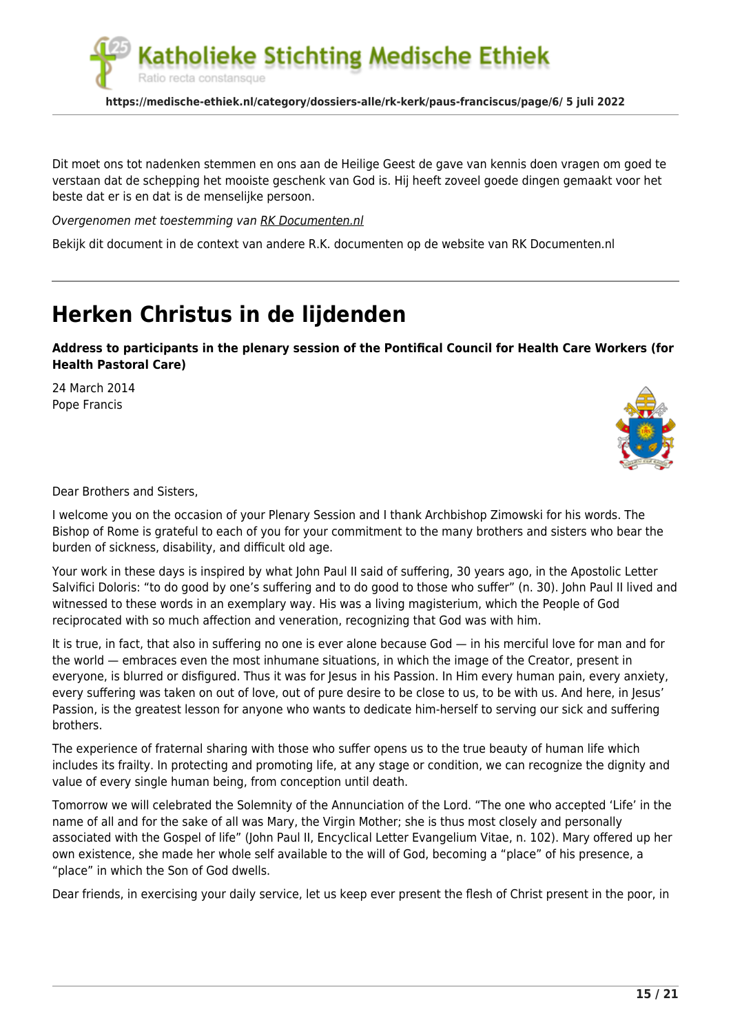Dit moet ons tot nadenken stemmen en ons aan de Heilige Geest de gave van kennis doen vragen om goed te verstaan dat de schepping het mooiste geschenk van God is. Hij heeft zoveel goede dingen gemaakt voor het beste dat er is en dat is de menselijke persoon.

*Overgenomen met toestemming van [RK Documenten.nl](RK Documenten.nl)*

Bekijk dit document in de context van andere R.K. documenten op de website van RK Documenten.nl

---

# Herken Christus in de lijdenden

**Address to participants in the plenary session of the Pontifical Council for Health Care Workers (for Health Pastoral Care)**

24 March 2014
Pope Francis

Dear Brothers and Sisters,

I welcome you on the occasion of your Plenary Session and I thank Archbishop Zimowski for his words. The Bishop of Rome is grateful to each of you for your commitment to the many brothers and sisters who bear the burden of sickness, disability, and difficult old age.

Your work in these days is inspired by what John Paul II said of suffering, 30 years ago, in the Apostolic Letter Salvifici Doloris: “to do good by one’s suffering and to do good to those who suffer” (n. 30). John Paul II lived and witnessed to these words in an exemplary way. His was a living magisterium, which the People of God reciprocated with so much affection and veneration, recognizing that God was with him.

It is true, in fact, that also in suffering no one is ever alone because God — in his merciful love for man and for the world — embraces even the most inhumane situations, in which the image of the Creator, present in everyone, is blurred or disfigured. Thus it was for Jesus in his Passion. In Him every human pain, every anxiety, every suffering was taken on out of love, out of pure desire to be close to us, to be with us. And here, in Jesus’ Passion, is the greatest lesson for anyone who wants to dedicate him-herself to serving our sick and suffering brothers.

The experience of fraternal sharing with those who suffer opens us to the true beauty of human life which includes its frailty. In protecting and promoting life, at any stage or condition, we can recognize the dignity and value of every single human being, from conception until death.

Tomorrow we will celebrated the Solemnity of the Annunciation of the Lord. “The one who accepted ‘Life’ in the name of all and for the sake of all was Mary, the Virgin Mother; she is thus most closely and personally associated with the Gospel of life” (John Paul II, Encyclical Letter Evangelium Vitae, n. 102). Mary offered up her own existence, she made her whole self available to the will of God, becoming a “place” of his presence, a “place” in which the Son of God dwells.

Dear friends, in exercising your daily service, let us keep ever present the flesh of Christ present in the poor, in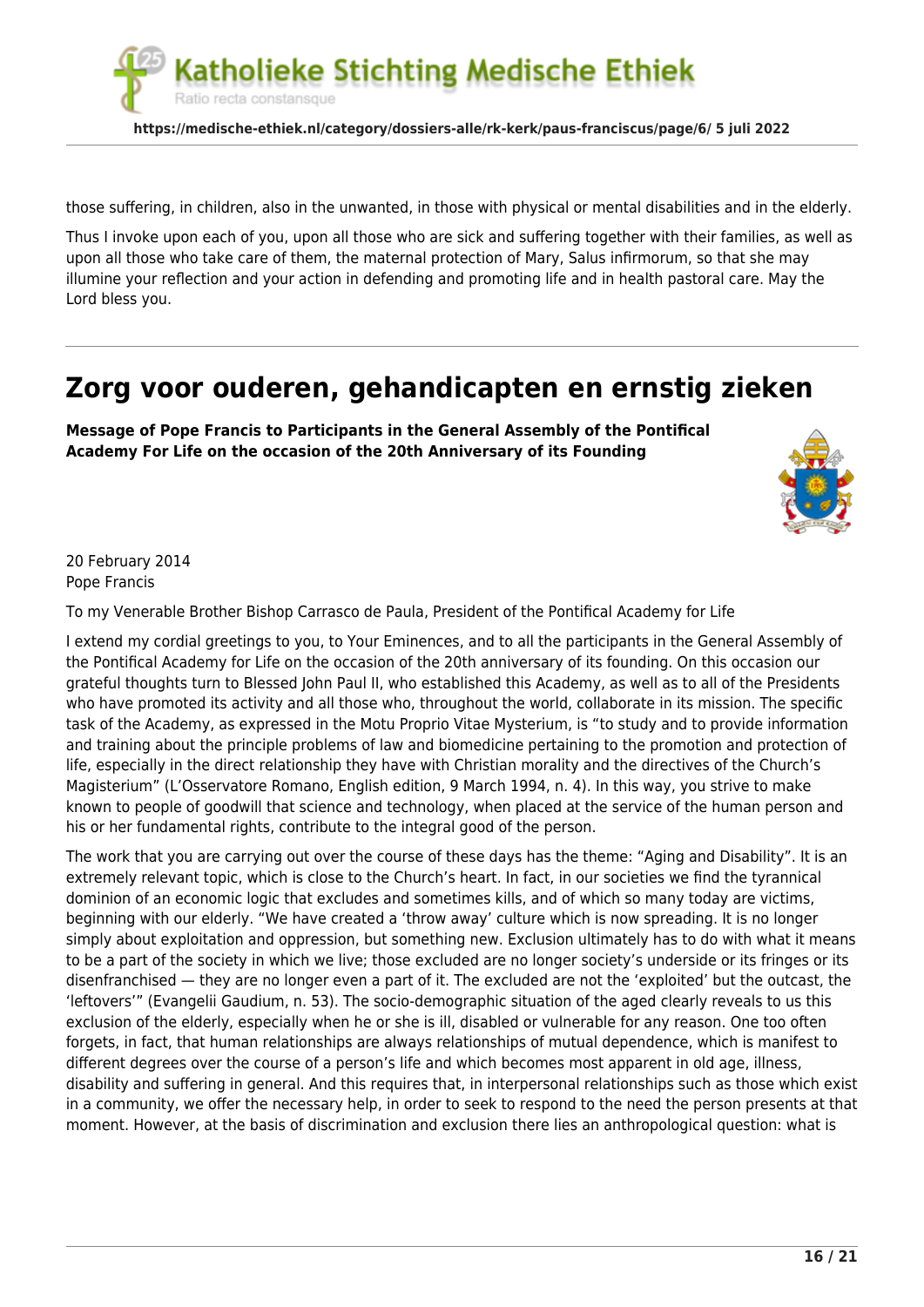those suffering, in children, also in the unwanted, in those with physical or mental disabilities and in the elderly.

Thus I invoke upon each of you, upon all those who are sick and suffering together with their families, as well as upon all those who take care of them, the maternal protection of Mary, Salus infirmorum, so that she may illumine your reflection and your action in defending and promoting life and in health pastoral care. May the Lord bless you.

---

# Zorg voor ouderen, gehandicapten en ernstig zieken

**Message of Pope Francis to Participants in the General Assembly of the Pontifical Academy For Life on the occasion of the 20th Anniversary of its Founding**

20 February 2014
Pope Francis

To my Venerable Brother Bishop Carrasco de Paula, President of the Pontifical Academy for Life

I extend my cordial greetings to you, to Your Eminences, and to all the participants in the General Assembly of the Pontifical Academy for Life on the occasion of the 20th anniversary of its founding. On this occasion our grateful thoughts turn to Blessed John Paul II, who established this Academy, as well as to all of the Presidents who have promoted its activity and all those who, throughout the world, collaborate in its mission. The specific task of the Academy, as expressed in the Motu Proprio Vitae Mysterium, is "to study and to provide information and training about the principle problems of law and biomedicine pertaining to the promotion and protection of life, especially in the direct relationship they have with Christian morality and the directives of the Church's Magisterium" (L'Osservatore Romano, English edition, 9 March 1994, n. 4). In this way, you strive to make known to people of goodwill that science and technology, when placed at the service of the human person and his or her fundamental rights, contribute to the integral good of the person.

The work that you are carrying out over the course of these days has the theme: "Aging and Disability". It is an extremely relevant topic, which is close to the Church's heart. In fact, in our societies we find the tyrannical dominion of an economic logic that excludes and sometimes kills, and of which so many today are victims, beginning with our elderly. "We have created a 'throw away' culture which is now spreading. It is no longer simply about exploitation and oppression, but something new. Exclusion ultimately has to do with what it means to be a part of the society in which we live; those excluded are no longer society's underside or its fringes or its disenfranchised — they are no longer even a part of it. The excluded are not the 'exploited' but the outcast, the 'leftovers'" (Evangelii Gaudium, n. 53). The socio-demographic situation of the aged clearly reveals to us this exclusion of the elderly, especially when he or she is ill, disabled or vulnerable for any reason. One too often forgets, in fact, that human relationships are always relationships of mutual dependence, which is manifest to different degrees over the course of a person's life and which becomes most apparent in old age, illness, disability and suffering in general. And this requires that, in interpersonal relationships such as those which exist in a community, we offer the necessary help, in order to seek to respond to the need the person presents at that moment. However, at the basis of discrimination and exclusion there lies an anthropological question: what is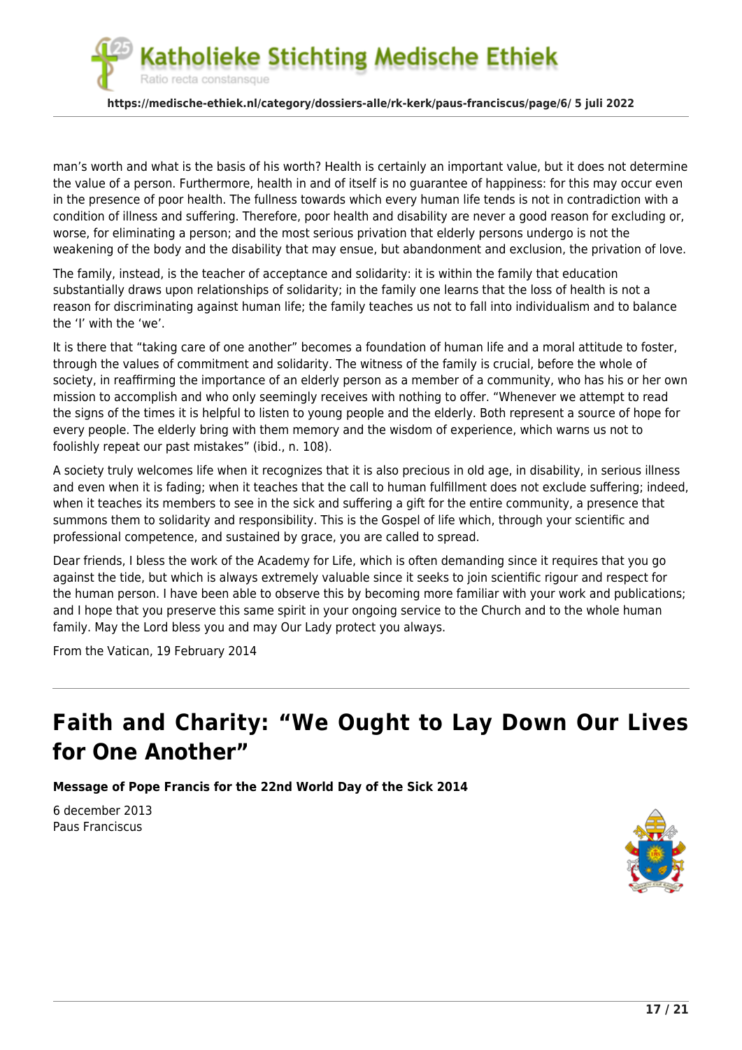man's worth and what is the basis of his worth? Health is certainly an important value, but it does not determine the value of a person. Furthermore, health in and of itself is no guarantee of happiness: for this may occur even in the presence of poor health. The fullness towards which every human life tends is not in contradiction with a condition of illness and suffering. Therefore, poor health and disability are never a good reason for excluding or, worse, for eliminating a person; and the most serious privation that elderly persons undergo is not the weakening of the body and the disability that may ensue, but abandonment and exclusion, the privation of love.

The family, instead, is the teacher of acceptance and solidarity: it is within the family that education substantially draws upon relationships of solidarity; in the family one learns that the loss of health is not a reason for discriminating against human life; the family teaches us not to fall into individualism and to balance the 'I' with the 'we'.

It is there that "taking care of one another" becomes a foundation of human life and a moral attitude to foster, through the values of commitment and solidarity. The witness of the family is crucial, before the whole of society, in reaffirming the importance of an elderly person as a member of a community, who has his or her own mission to accomplish and who only seemingly receives with nothing to offer. "Whenever we attempt to read the signs of the times it is helpful to listen to young people and the elderly. Both represent a source of hope for every people. The elderly bring with them memory and the wisdom of experience, which warns us not to foolishly repeat our past mistakes" (ibid., n. 108).

A society truly welcomes life when it recognizes that it is also precious in old age, in disability, in serious illness and even when it is fading; when it teaches that the call to human fulfillment does not exclude suffering; indeed, when it teaches its members to see in the sick and suffering a gift for the entire community, a presence that summons them to solidarity and responsibility. This is the Gospel of life which, through your scientific and professional competence, and sustained by grace, you are called to spread.

Dear friends, I bless the work of the Academy for Life, which is often demanding since it requires that you go against the tide, but which is always extremely valuable since it seeks to join scientific rigour and respect for the human person. I have been able to observe this by becoming more familiar with your work and publications; and I hope that you preserve this same spirit in your ongoing service to the Church and to the whole human family. May the Lord bless you and may Our Lady protect you always.

From the Vatican, 19 February 2014

---

# Faith and Charity: "We Ought to Lay Down Our Lives for One Another"

**Message of Pope Francis for the 22nd World Day of the Sick 2014**

6 december 2013
Paus Franciscus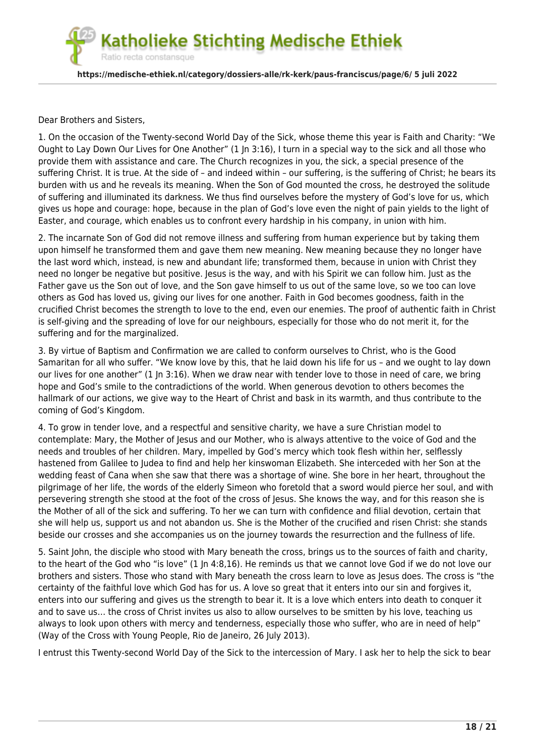Dear Brothers and Sisters,

1. On the occasion of the Twenty-second World Day of the Sick, whose theme this year is Faith and Charity: "We Ought to Lay Down Our Lives for One Another" (1 Jn 3:16), I turn in a special way to the sick and all those who provide them with assistance and care. The Church recognizes in you, the sick, a special presence of the suffering Christ. It is true. At the side of – and indeed within – our suffering, is the suffering of Christ; he bears its burden with us and he reveals its meaning. When the Son of God mounted the cross, he destroyed the solitude of suffering and illuminated its darkness. We thus find ourselves before the mystery of God's love for us, which gives us hope and courage: hope, because in the plan of God's love even the night of pain yields to the light of Easter, and courage, which enables us to confront every hardship in his company, in union with him.

2. The incarnate Son of God did not remove illness and suffering from human experience but by taking them upon himself he transformed them and gave them new meaning. New meaning because they no longer have the last word which, instead, is new and abundant life; transformed them, because in union with Christ they need no longer be negative but positive. Jesus is the way, and with his Spirit we can follow him. Just as the Father gave us the Son out of love, and the Son gave himself to us out of the same love, so we too can love others as God has loved us, giving our lives for one another. Faith in God becomes goodness, faith in the crucified Christ becomes the strength to love to the end, even our enemies. The proof of authentic faith in Christ is self-giving and the spreading of love for our neighbours, especially for those who do not merit it, for the suffering and for the marginalized.

3. By virtue of Baptism and Confirmation we are called to conform ourselves to Christ, who is the Good Samaritan for all who suffer. "We know love by this, that he laid down his life for us – and we ought to lay down our lives for one another" (1 Jn 3:16). When we draw near with tender love to those in need of care, we bring hope and God's smile to the contradictions of the world. When generous devotion to others becomes the hallmark of our actions, we give way to the Heart of Christ and bask in its warmth, and thus contribute to the coming of God's Kingdom.

4. To grow in tender love, and a respectful and sensitive charity, we have a sure Christian model to contemplate: Mary, the Mother of Jesus and our Mother, who is always attentive to the voice of God and the needs and troubles of her children. Mary, impelled by God's mercy which took flesh within her, selflessly hastened from Galilee to Judea to find and help her kinswoman Elizabeth. She interceded with her Son at the wedding feast of Cana when she saw that there was a shortage of wine. She bore in her heart, throughout the pilgrimage of her life, the words of the elderly Simeon who foretold that a sword would pierce her soul, and with persevering strength she stood at the foot of the cross of Jesus. She knows the way, and for this reason she is the Mother of all of the sick and suffering. To her we can turn with confidence and filial devotion, certain that she will help us, support us and not abandon us. She is the Mother of the crucified and risen Christ: she stands beside our crosses and she accompanies us on the journey towards the resurrection and the fullness of life.

5. Saint John, the disciple who stood with Mary beneath the cross, brings us to the sources of faith and charity, to the heart of the God who "is love" (1 Jn 4:8,16). He reminds us that we cannot love God if we do not love our brothers and sisters. Those who stand with Mary beneath the cross learn to love as Jesus does. The cross is "the certainty of the faithful love which God has for us. A love so great that it enters into our sin and forgives it, enters into our suffering and gives us the strength to bear it. It is a love which enters into death to conquer it and to save us… the cross of Christ invites us also to allow ourselves to be smitten by his love, teaching us always to look upon others with mercy and tenderness, especially those who suffer, who are in need of help" (Way of the Cross with Young People, Rio de Janeiro, 26 July 2013).

I entrust this Twenty-second World Day of the Sick to the intercession of Mary. I ask her to help the sick to bear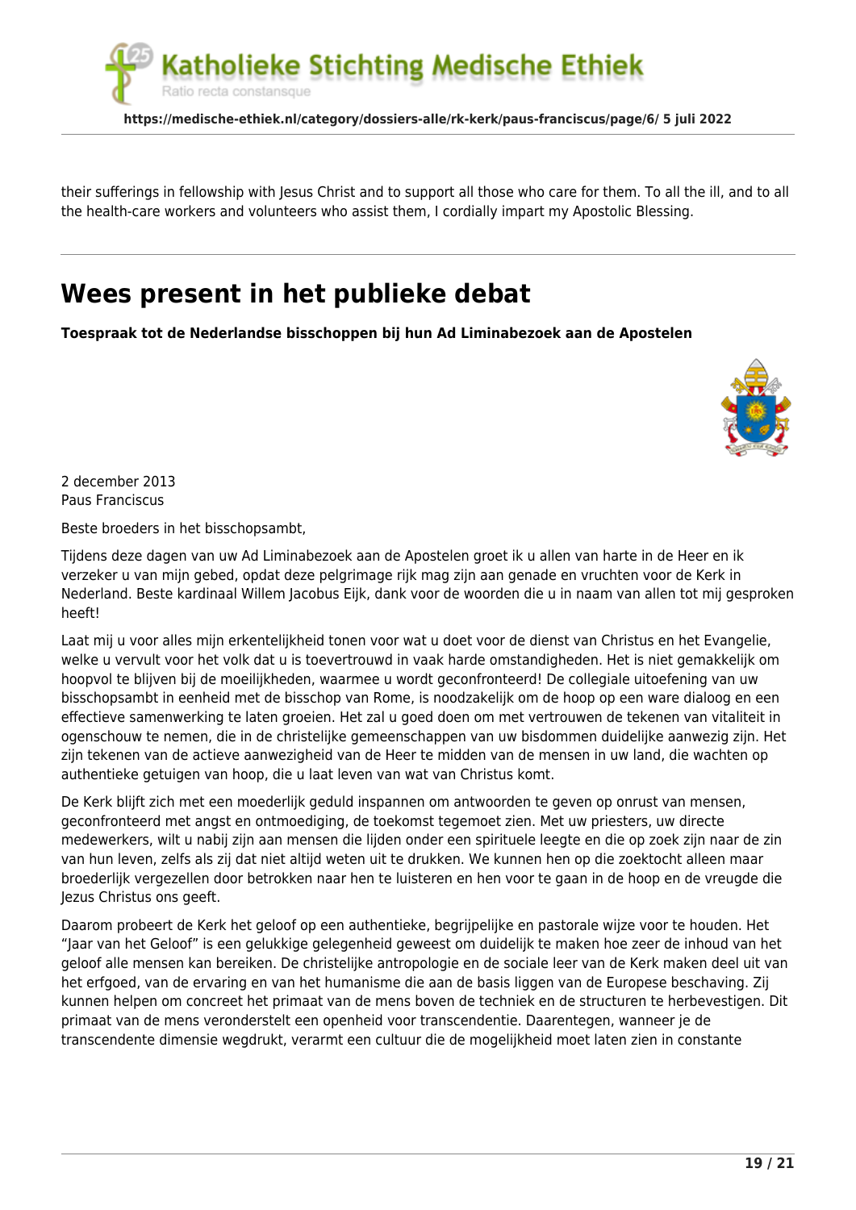their sufferings in fellowship with Jesus Christ and to support all those who care for them. To all the ill, and to all the health-care workers and volunteers who assist them, I cordially impart my Apostolic Blessing.

---

# Wees present in het publieke debat

**Toespraak tot de Nederlandse bisschoppen bij hun Ad Liminabezoek aan de Apostelen**

2 december 2013
Paus Franciscus

Beste broeders in het bisschopsambt,

Tijdens deze dagen van uw Ad Liminabezoek aan de Apostelen groet ik u allen van harte in de Heer en ik verzeker u van mijn gebed, opdat deze pelgrimage rijk mag zijn aan genade en vruchten voor de Kerk in Nederland. Beste kardinaal Willem Jacobus Eijk, dank voor de woorden die u in naam van allen tot mij gesproken heeft!

Laat mij u voor alles mijn erkentelijkheid tonen voor wat u doet voor de dienst van Christus en het Evangelie, welke u vervult voor het volk dat u is toevertrouwd in vaak harde omstandigheden. Het is niet gemakkelijk om hoopvol te blijven bij de moeilijkheden, waarmee u wordt geconfronteerd! De collegiale uitoefening van uw bisschopsambt in eenheid met de bisschop van Rome, is noodzakelijk om de hoop op een ware dialoog en een effectieve samenwerking te laten groeien. Het zal u goed doen om met vertrouwen de tekenen van vitaliteit in ogenschouw te nemen, die in de christelijke gemeenschappen van uw bisdommen duidelijk aanwezig zijn. Het zijn tekenen van de actieve aanwezigheid van de Heer te midden van de mensen in uw land, die wachten op authentieke getuigen van hoop, die u laat leven van wat van Christus komt.

De Kerk blijft zich met een moederlijk geduld inspannen om antwoorden te geven op onrust van mensen, geconfronteerd met angst en ontmoediging, de toekomst tegemoet zien. Met uw priesters, uw directe medewerkers, wilt u nabij zijn aan mensen die lijden onder een spirituele leegte en die op zoek zijn naar de zin van hun leven, zelfs als zij dat niet altijd weten uit te drukken. We kunnen hen op die zoektocht alleen maar broederlijk vergezellen door betrokken naar hen te luisteren en hen voor te gaan in de hoop en de vreugde die Jezus Christus ons geeft.

Daarom probeert de Kerk het geloof op een authentieke, begrijpelijke en pastorale wijze voor te houden. Het "Jaar van het Geloof" is een gelukkige gelegenheid geweest om duidelijk te maken hoe zeer de inhoud van het geloof alle mensen kan bereiken. De christelijke antropologie en de sociale leer van de Kerk maken deel uit van het erfgoed, van de ervaring en van het humanisme die aan de basis liggen van de Europese beschaving. Zij kunnen helpen om concreet het primaat van de mens boven de techniek en de structuren te herbevestigen. Dit primaat van de mens veronderstelt een openheid voor transcendentie. Daarentegen, wanneer je de transcendente dimensie wegdrukt, verarmt een cultuur die de mogelijkheid moet laten zien in constante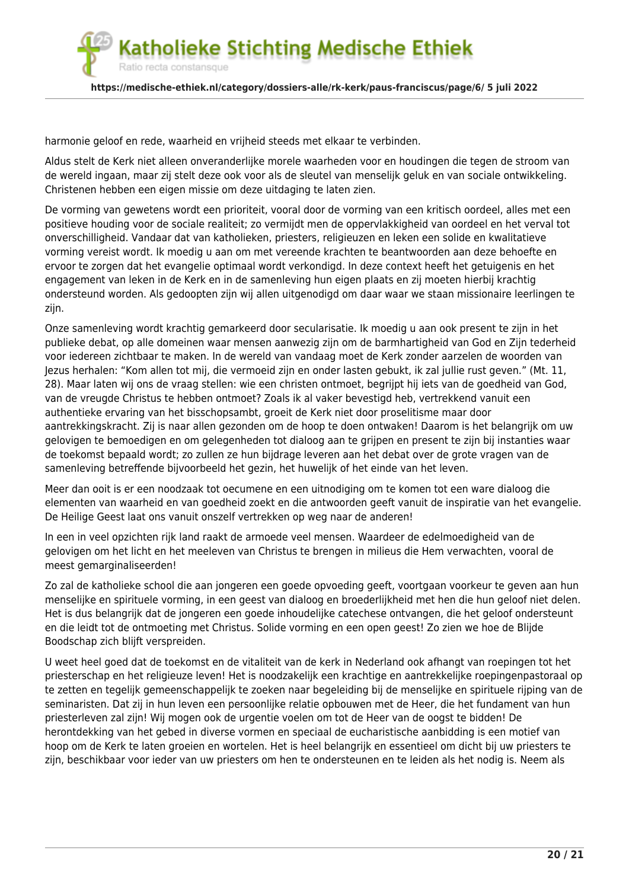harmonie geloof en rede, waarheid en vrijheid steeds met elkaar te verbinden.

Aldus stelt de Kerk niet alleen onveranderlijke morele waarheden voor en houdingen die tegen de stroom van de wereld ingaan, maar zij stelt deze ook voor als de sleutel van menselijk geluk en van sociale ontwikkeling. Christenen hebben een eigen missie om deze uitdaging te laten zien.

De vorming van gewetens wordt een prioriteit, vooral door de vorming van een kritisch oordeel, alles met een positieve houding voor de sociale realiteit; zo vermijdt men de oppervlakkigheid van oordeel en het verval tot onverschilligheid. Vandaar dat van katholieken, priesters, religieuzen en leken een solide en kwalitatieve vorming vereist wordt. Ik moedig u aan om met vereende krachten te beantwoorden aan deze behoefte en ervoor te zorgen dat het evangelie optimaal wordt verkondigd. In deze context heeft het getuigenis en het engagement van leken in de Kerk en in de samenleving hun eigen plaats en zij moeten hierbij krachtig ondersteund worden. Als gedoopten zijn wij allen uitgenodigd om daar waar we staan missionaire leerlingen te zijn.

Onze samenleving wordt krachtig gemarkeerd door secularisatie. Ik moedig u aan ook present te zijn in het publieke debat, op alle domeinen waar mensen aanwezig zijn om de barmhartigheid van God en Zijn tederheid voor iedereen zichtbaar te maken. In de wereld van vandaag moet de Kerk zonder aarzelen de woorden van Jezus herhalen: “Kom allen tot mij, die vermoeid zijn en onder lasten gebukt, ik zal jullie rust geven.” (Mt. 11, 28). Maar laten wij ons de vraag stellen: wie een christen ontmoet, begrijpt hij iets van de goedheid van God, van de vreugde Christus te hebben ontmoet? Zoals ik al vaker bevestigd heb, vertrekkend vanuit een authentieke ervaring van het bisschopsambt, groeit de Kerk niet door proselitisme maar door aantrekkingskracht. Zij is naar allen gezonden om de hoop te doen ontwaken! Daarom is het belangrijk om uw gelovigen te bemoedigen en om gelegenheden tot dialoog aan te grijpen en present te zijn bij instanties waar de toekomst bepaald wordt; zo zullen ze hun bijdrage leveren aan het debat over de grote vragen van de samenleving betreffende bijvoorbeeld het gezin, het huwelijk of het einde van het leven.

Meer dan ooit is er een noodzaak tot oecumene en een uitnodiging om te komen tot een ware dialoog die elementen van waarheid en van goedheid zoekt en die antwoorden geeft vanuit de inspiratie van het evangelie. De Heilige Geest laat ons vanuit onszelf vertrekken op weg naar de anderen!

In een in veel opzichten rijk land raakt de armoede veel mensen. Waardeer de edelmoedigheid van de gelovigen om het licht en het meeleven van Christus te brengen in milieus die Hem verwachten, vooral de meest gemarginaliseerden!

Zo zal de katholieke school die aan jongeren een goede opvoeding geeft, voortgaan voorkeur te geven aan hun menselijke en spirituele vorming, in een geest van dialoog en broederlijkheid met hen die hun geloof niet delen. Het is dus belangrijk dat de jongeren een goede inhoudelijke catechese ontvangen, die het geloof ondersteunt en die leidt tot de ontmoeting met Christus. Solide vorming en een open geest! Zo zien we hoe de Blijde Boodschap zich blijft verspreiden.

U weet heel goed dat de toekomst en de vitaliteit van de kerk in Nederland ook afhangt van roepingen tot het priesterschap en het religieuze leven! Het is noodzakelijk een krachtige en aantrekkelijke roepingenpastoraal op te zetten en tegelijk gemeenschappelijk te zoeken naar begeleiding bij de menselijke en spirituele rijping van de seminaristen. Dat zij in hun leven een persoonlijke relatie opbouwen met de Heer, die het fundament van hun priesterleven zal zijn! Wij mogen ook de urgentie voelen om tot de Heer van de oogst te bidden! De herontdekking van het gebed in diverse vormen en speciaal de eucharistische aanbidding is een motief van hoop om de Kerk te laten groeien en wortelen. Het is heel belangrijk en essentieel om dicht bij uw priesters te zijn, beschikbaar voor ieder van uw priesters om hen te ondersteunen en te leiden als het nodig is. Neem als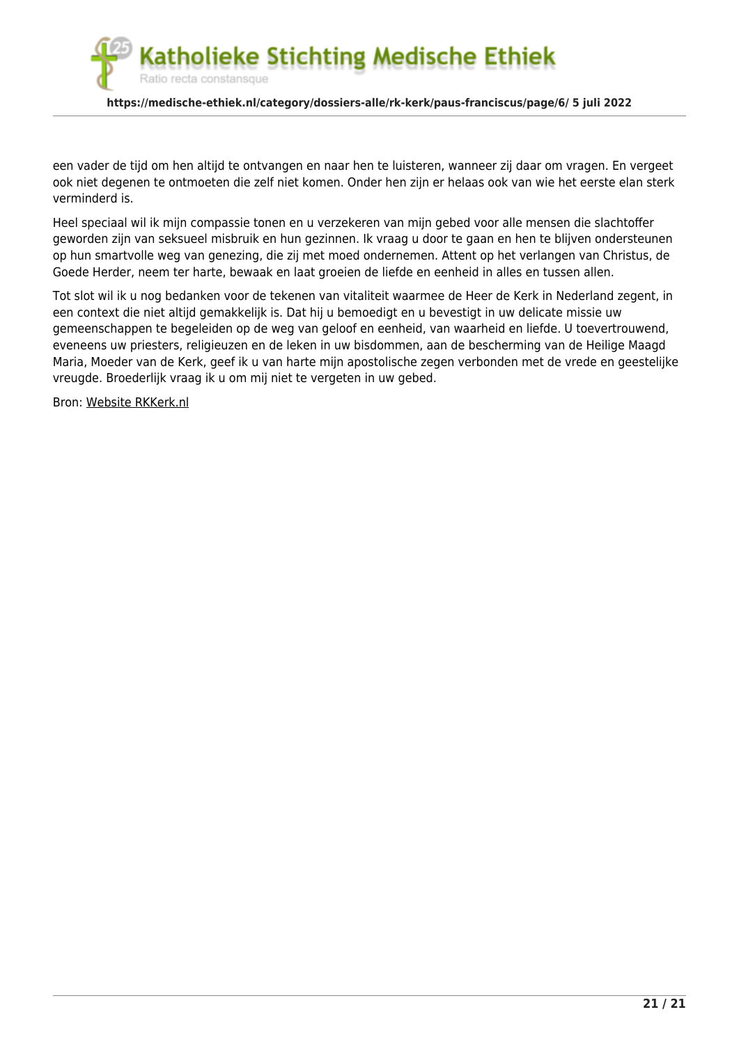een vader de tijd om hen altijd te ontvangen en naar hen te luisteren, wanneer zij daar om vragen. En vergeet ook niet degenen te ontmoeten die zelf niet komen. Onder hen zijn er helaas ook van wie het eerste elan sterk verminderd is.

Heel speciaal wil ik mijn compassie tonen en u verzekeren van mijn gebed voor alle mensen die slachtoffer geworden zijn van seksueel misbruik en hun gezinnen. Ik vraag u door te gaan en hen te blijven ondersteunen op hun smartvolle weg van genezing, die zij met moed ondernemen. Attent op het verlangen van Christus, de Goede Herder, neem ter harte, bewaak en laat groeien de liefde en eenheid in alles en tussen allen.

Tot slot wil ik u nog bedanken voor de tekenen van vitaliteit waarmee de Heer de Kerk in Nederland zegent, in een context die niet altijd gemakkelijk is. Dat hij u bemoedigt en u bevestigt in uw delicate missie uw gemeenschappen te begeleiden op de weg van geloof en eenheid, van waarheid en liefde. U toevertrouwend, eveneens uw priesters, religieuzen en de leken in uw bisdommen, aan de bescherming van de Heilige Maagd Maria, Moeder van de Kerk, geef ik u van harte mijn apostolische zegen verbonden met de vrede en geestelijke vreugde. Broederlijk vraag ik u om mij niet te vergeten in uw gebed.

Bron: Website RKKerk.nl